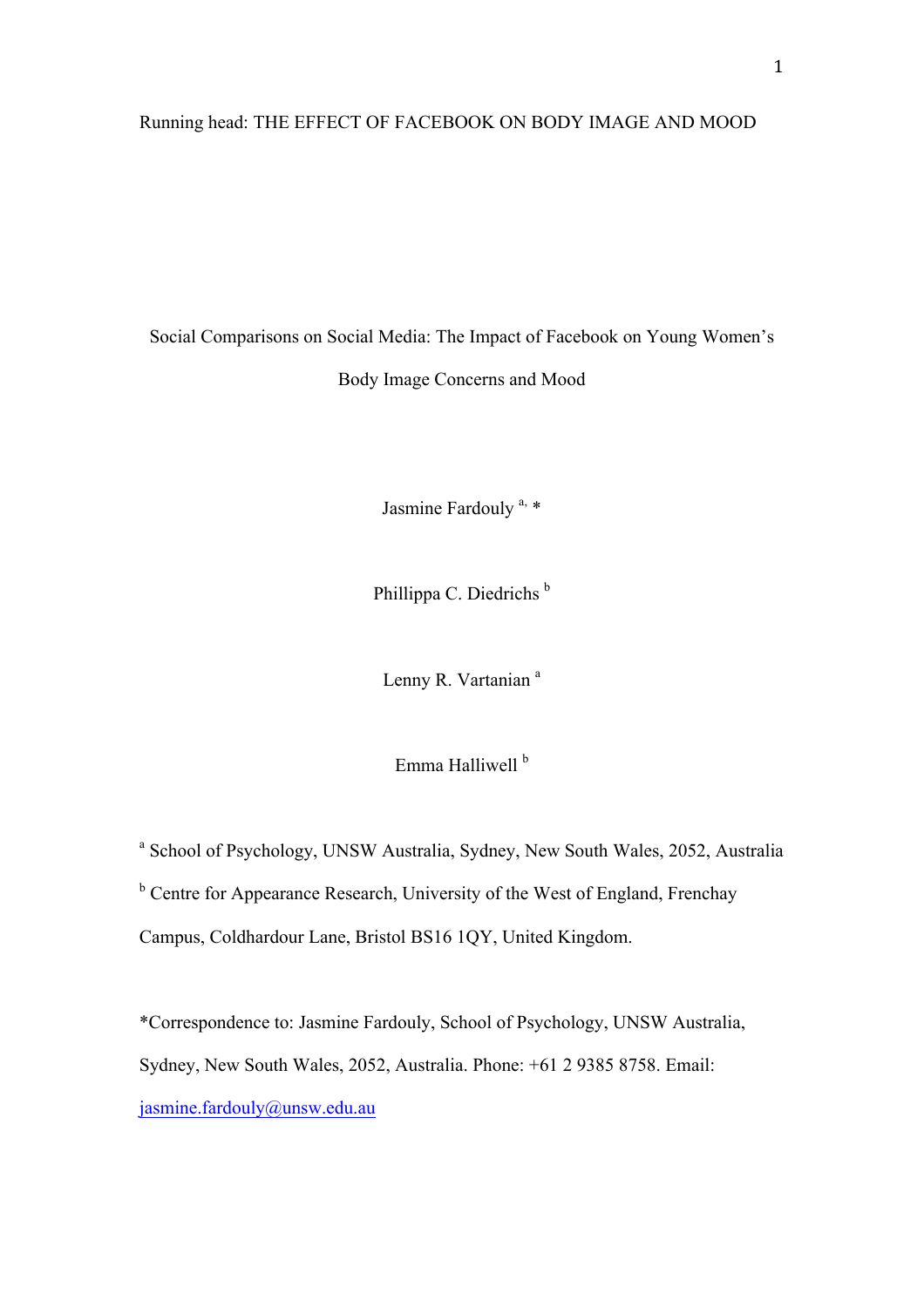Running head: THE EFFECT OF FACEBOOK ON BODY IMAGE AND MOOD

# Social Comparisons on Social Media: The Impact of Facebook on Young Women's Body Image Concerns and Mood

Jasmine Fardouly [a, *]

Phillippa C. Diedrichs [b]

Lenny R. Vartanian [a]

Emma Halliwell [b]

[a] School of Psychology, UNSW Australia, Sydney, New South Wales, 2052, Australia

[b] Centre for Appearance Research, University of the West of England, Frenchay Campus, Coldhardour Lane, Bristol BS16 1QY, United Kingdom.

*Correspondence to: Jasmine Fardouly, School of Psychology, UNSW Australia, Sydney, New South Wales, 2052, Australia. Phone: +61 2 9385 8758. Email: jasmine.fardouly@unsw.edu.au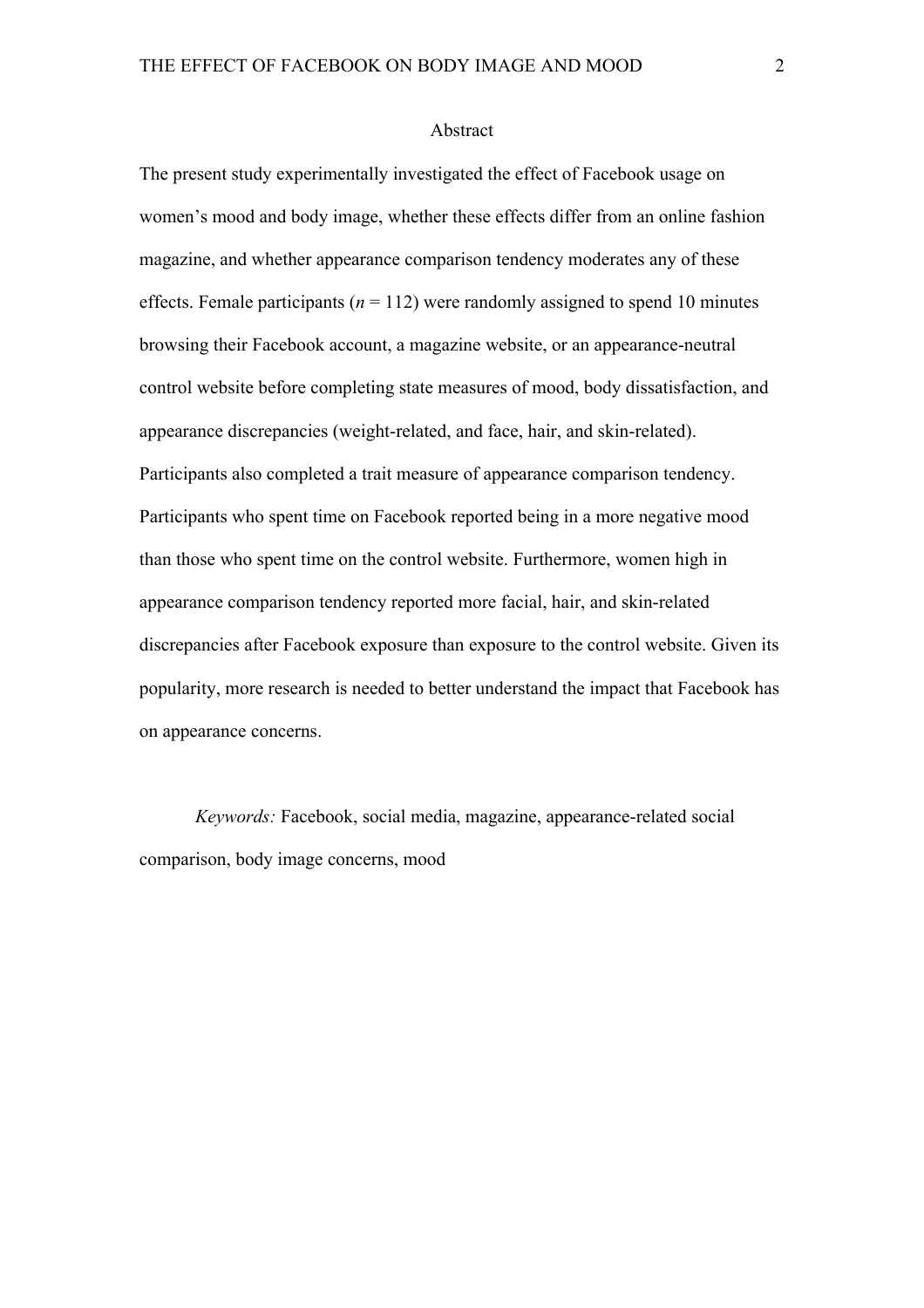## Abstract

The present study experimentally investigated the effect of Facebook usage on women's mood and body image, whether these effects differ from an online fashion magazine, and whether appearance comparison tendency moderates any of these effects. Female participants ($n$ = 112) were randomly assigned to spend 10 minutes browsing their Facebook account, a magazine website, or an appearance-neutral control website before completing state measures of mood, body dissatisfaction, and appearance discrepancies (weight-related, and face, hair, and skin-related). Participants also completed a trait measure of appearance comparison tendency. Participants who spent time on Facebook reported being in a more negative mood than those who spent time on the control website. Furthermore, women high in appearance comparison tendency reported more facial, hair, and skin-related discrepancies after Facebook exposure than exposure to the control website. Given its popularity, more research is needed to better understand the impact that Facebook has on appearance concerns.

*Keywords:* Facebook, social media, magazine, appearance-related social comparison, body image concerns, mood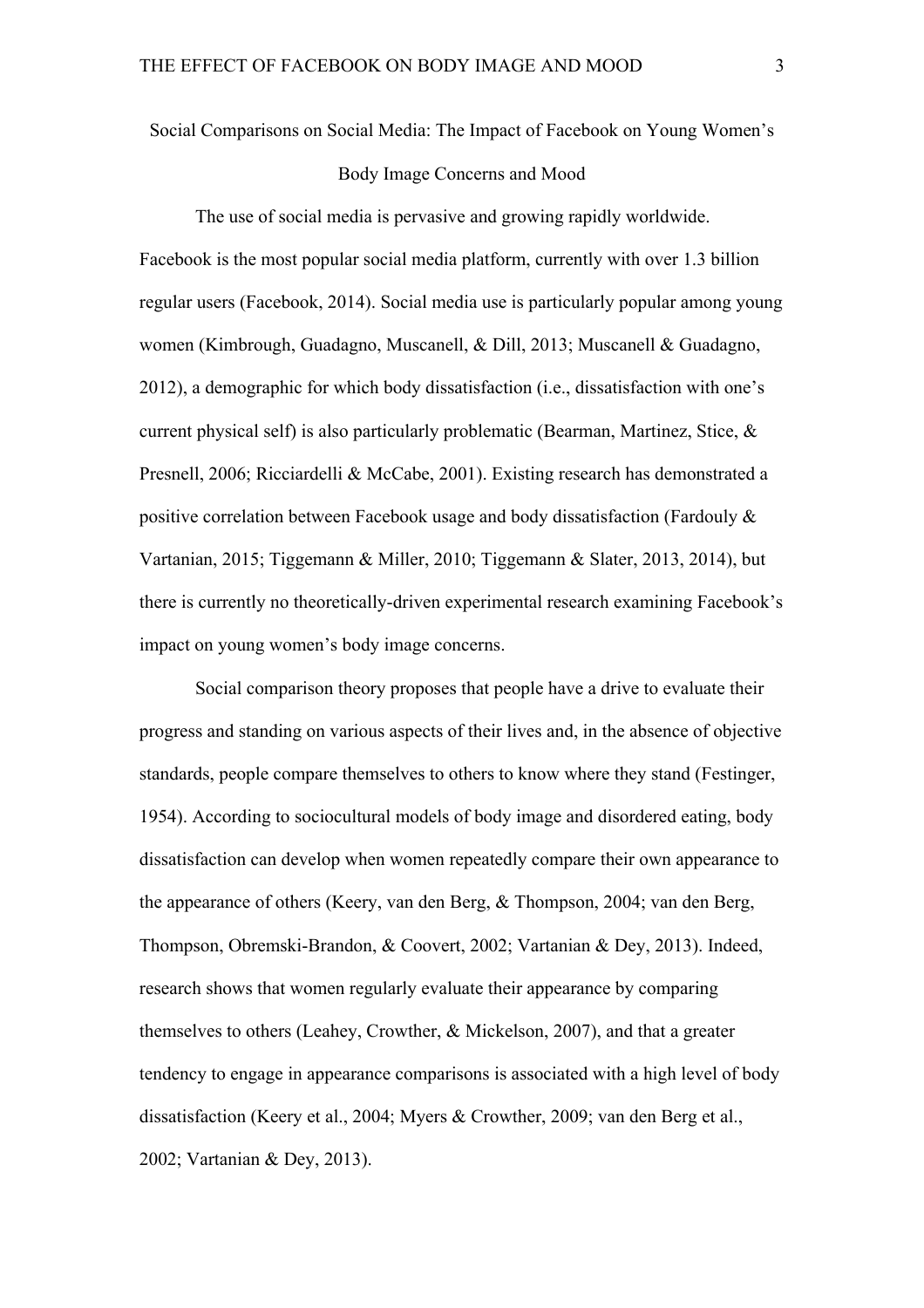# Social Comparisons on Social Media: The Impact of Facebook on Young Women's Body Image Concerns and Mood

The use of social media is pervasive and growing rapidly worldwide. Facebook is the most popular social media platform, currently with over 1.3 billion regular users (Facebook, 2014). Social media use is particularly popular among young women (Kimbrough, Guadagno, Muscanell, & Dill, 2013; Muscanell & Guadagno, 2012), a demographic for which body dissatisfaction (i.e., dissatisfaction with one's current physical self) is also particularly problematic (Bearman, Martinez, Stice, & Presnell, 2006; Ricciardelli & McCabe, 2001). Existing research has demonstrated a positive correlation between Facebook usage and body dissatisfaction (Fardouly & Vartanian, 2015; Tiggemann & Miller, 2010; Tiggemann & Slater, 2013, 2014), but there is currently no theoretically-driven experimental research examining Facebook's impact on young women's body image concerns.

Social comparison theory proposes that people have a drive to evaluate their progress and standing on various aspects of their lives and, in the absence of objective standards, people compare themselves to others to know where they stand (Festinger, 1954). According to sociocultural models of body image and disordered eating, body dissatisfaction can develop when women repeatedly compare their own appearance to the appearance of others (Keery, van den Berg, & Thompson, 2004; van den Berg, Thompson, Obremski-Brandon, & Coovert, 2002; Vartanian & Dey, 2013). Indeed, research shows that women regularly evaluate their appearance by comparing themselves to others (Leahey, Crowther, & Mickelson, 2007), and that a greater tendency to engage in appearance comparisons is associated with a high level of body dissatisfaction (Keery et al., 2004; Myers & Crowther, 2009; van den Berg et al., 2002; Vartanian & Dey, 2013).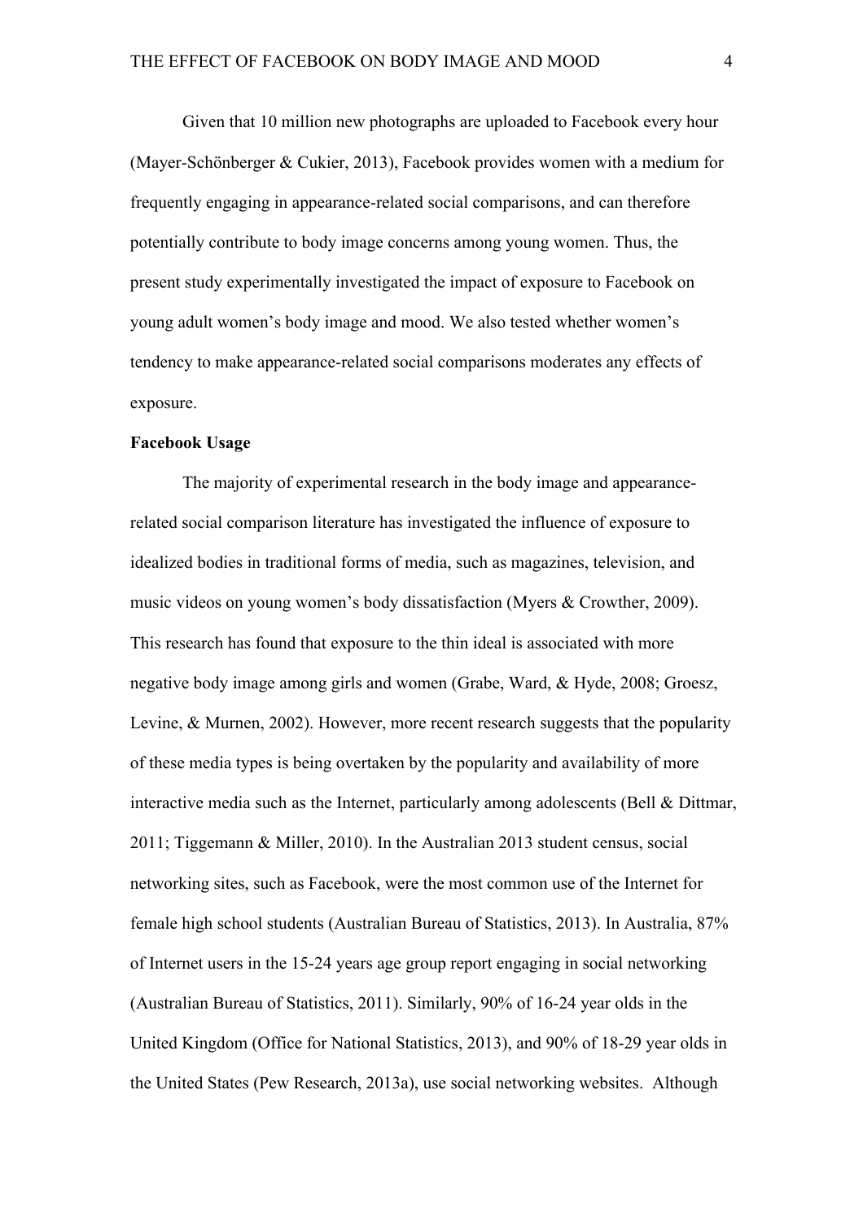Given that 10 million new photographs are uploaded to Facebook every hour (Mayer-Schönberger & Cukier, 2013), Facebook provides women with a medium for frequently engaging in appearance-related social comparisons, and can therefore potentially contribute to body image concerns among young women. Thus, the present study experimentally investigated the impact of exposure to Facebook on young adult women's body image and mood. We also tested whether women's tendency to make appearance-related social comparisons moderates any effects of exposure.

**Facebook Usage**

The majority of experimental research in the body image and appearance-related social comparison literature has investigated the influence of exposure to idealized bodies in traditional forms of media, such as magazines, television, and music videos on young women's body dissatisfaction (Myers & Crowther, 2009). This research has found that exposure to the thin ideal is associated with more negative body image among girls and women (Grabe, Ward, & Hyde, 2008; Groesz, Levine, & Murnen, 2002). However, more recent research suggests that the popularity of these media types is being overtaken by the popularity and availability of more interactive media such as the Internet, particularly among adolescents (Bell & Dittmar, 2011; Tiggemann & Miller, 2010). In the Australian 2013 student census, social networking sites, such as Facebook, were the most common use of the Internet for female high school students (Australian Bureau of Statistics, 2013). In Australia, 87% of Internet users in the 15-24 years age group report engaging in social networking (Australian Bureau of Statistics, 2011). Similarly, 90% of 16-24 year olds in the United Kingdom (Office for National Statistics, 2013), and 90% of 18-29 year olds in the United States (Pew Research, 2013a), use social networking websites. Although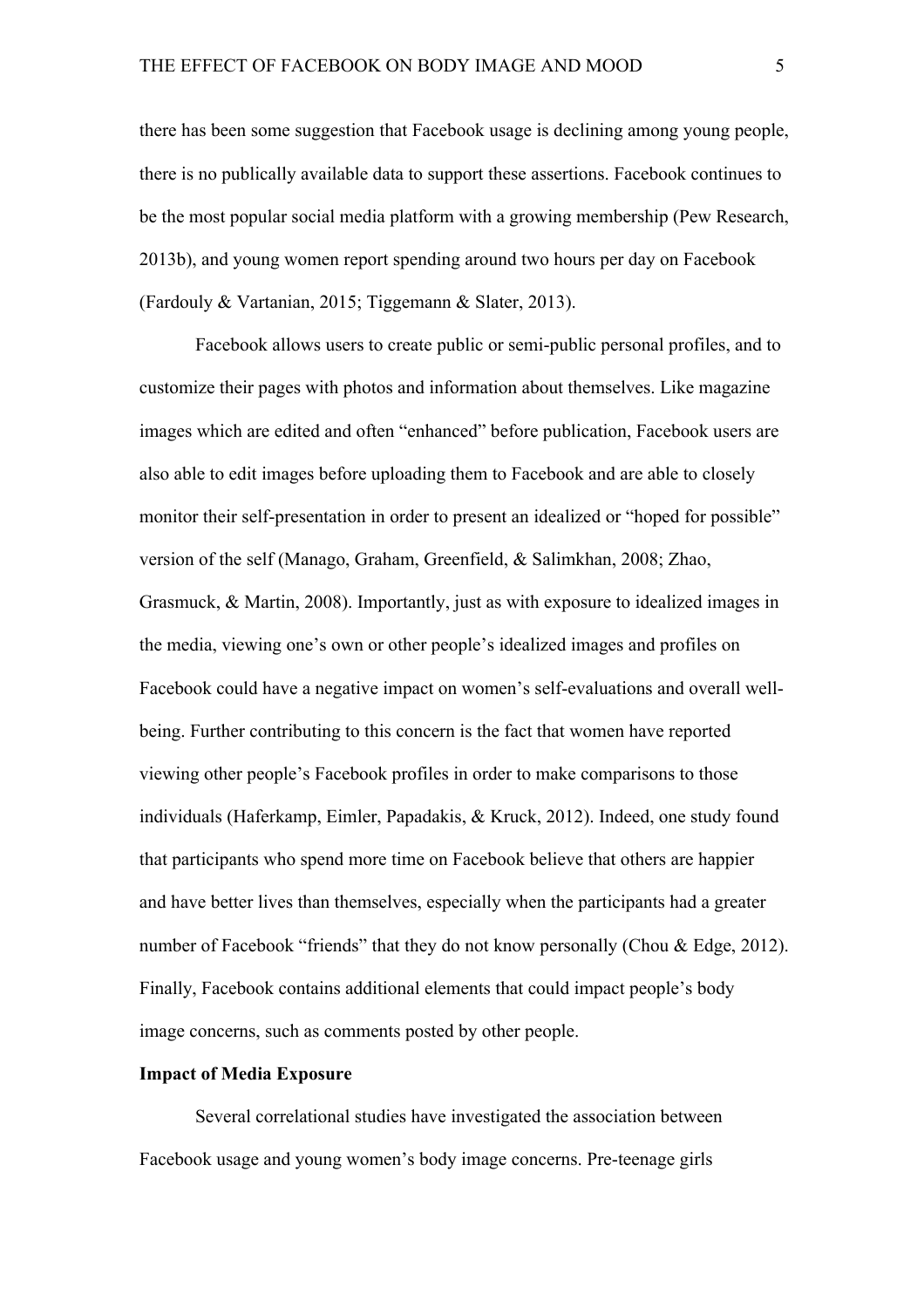there has been some suggestion that Facebook usage is declining among young people, there is no publically available data to support these assertions. Facebook continues to be the most popular social media platform with a growing membership (Pew Research, 2013b), and young women report spending around two hours per day on Facebook (Fardouly & Vartanian, 2015; Tiggemann & Slater, 2013).

Facebook allows users to create public or semi-public personal profiles, and to customize their pages with photos and information about themselves. Like magazine images which are edited and often "enhanced" before publication, Facebook users are also able to edit images before uploading them to Facebook and are able to closely monitor their self-presentation in order to present an idealized or "hoped for possible" version of the self (Manago, Graham, Greenfield, & Salimkhan, 2008; Zhao, Grasmuck, & Martin, 2008). Importantly, just as with exposure to idealized images in the media, viewing one's own or other people's idealized images and profiles on Facebook could have a negative impact on women's self-evaluations and overall well-being. Further contributing to this concern is the fact that women have reported viewing other people's Facebook profiles in order to make comparisons to those individuals (Haferkamp, Eimler, Papadakis, & Kruck, 2012). Indeed, one study found that participants who spend more time on Facebook believe that others are happier and have better lives than themselves, especially when the participants had a greater number of Facebook "friends" that they do not know personally (Chou & Edge, 2012). Finally, Facebook contains additional elements that could impact people's body image concerns, such as comments posted by other people.

**Impact of Media Exposure**

Several correlational studies have investigated the association between Facebook usage and young women's body image concerns. Pre-teenage girls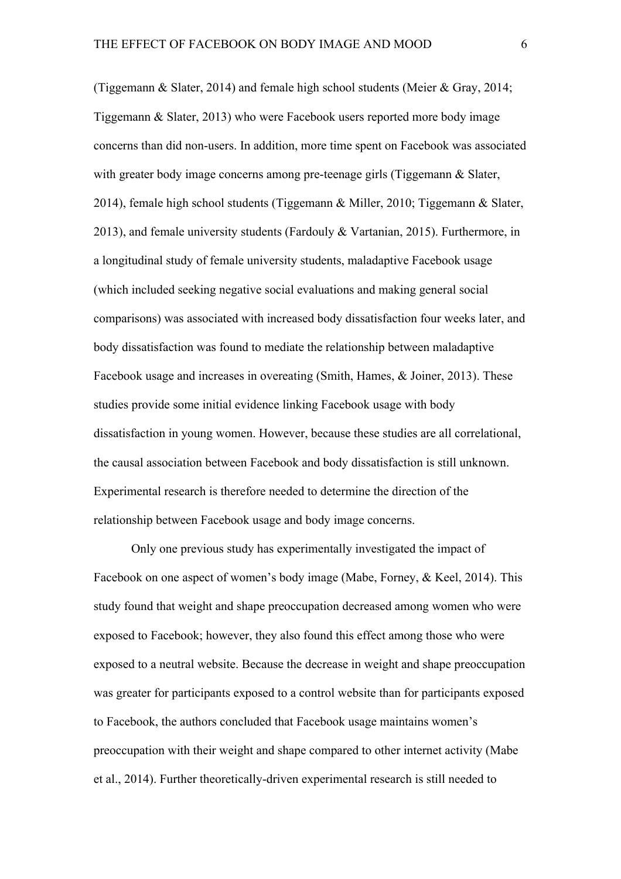(Tiggemann & Slater, 2014) and female high school students (Meier & Gray, 2014; Tiggemann & Slater, 2013) who were Facebook users reported more body image concerns than did non-users. In addition, more time spent on Facebook was associated with greater body image concerns among pre-teenage girls (Tiggemann & Slater, 2014), female high school students (Tiggemann & Miller, 2010; Tiggemann & Slater, 2013), and female university students (Fardouly & Vartanian, 2015). Furthermore, in a longitudinal study of female university students, maladaptive Facebook usage (which included seeking negative social evaluations and making general social comparisons) was associated with increased body dissatisfaction four weeks later, and body dissatisfaction was found to mediate the relationship between maladaptive Facebook usage and increases in overeating (Smith, Hames, & Joiner, 2013). These studies provide some initial evidence linking Facebook usage with body dissatisfaction in young women. However, because these studies are all correlational, the causal association between Facebook and body dissatisfaction is still unknown. Experimental research is therefore needed to determine the direction of the relationship between Facebook usage and body image concerns.

Only one previous study has experimentally investigated the impact of Facebook on one aspect of women's body image (Mabe, Forney, & Keel, 2014). This study found that weight and shape preoccupation decreased among women who were exposed to Facebook; however, they also found this effect among those who were exposed to a neutral website. Because the decrease in weight and shape preoccupation was greater for participants exposed to a control website than for participants exposed to Facebook, the authors concluded that Facebook usage maintains women's preoccupation with their weight and shape compared to other internet activity (Mabe et al., 2014). Further theoretically-driven experimental research is still needed to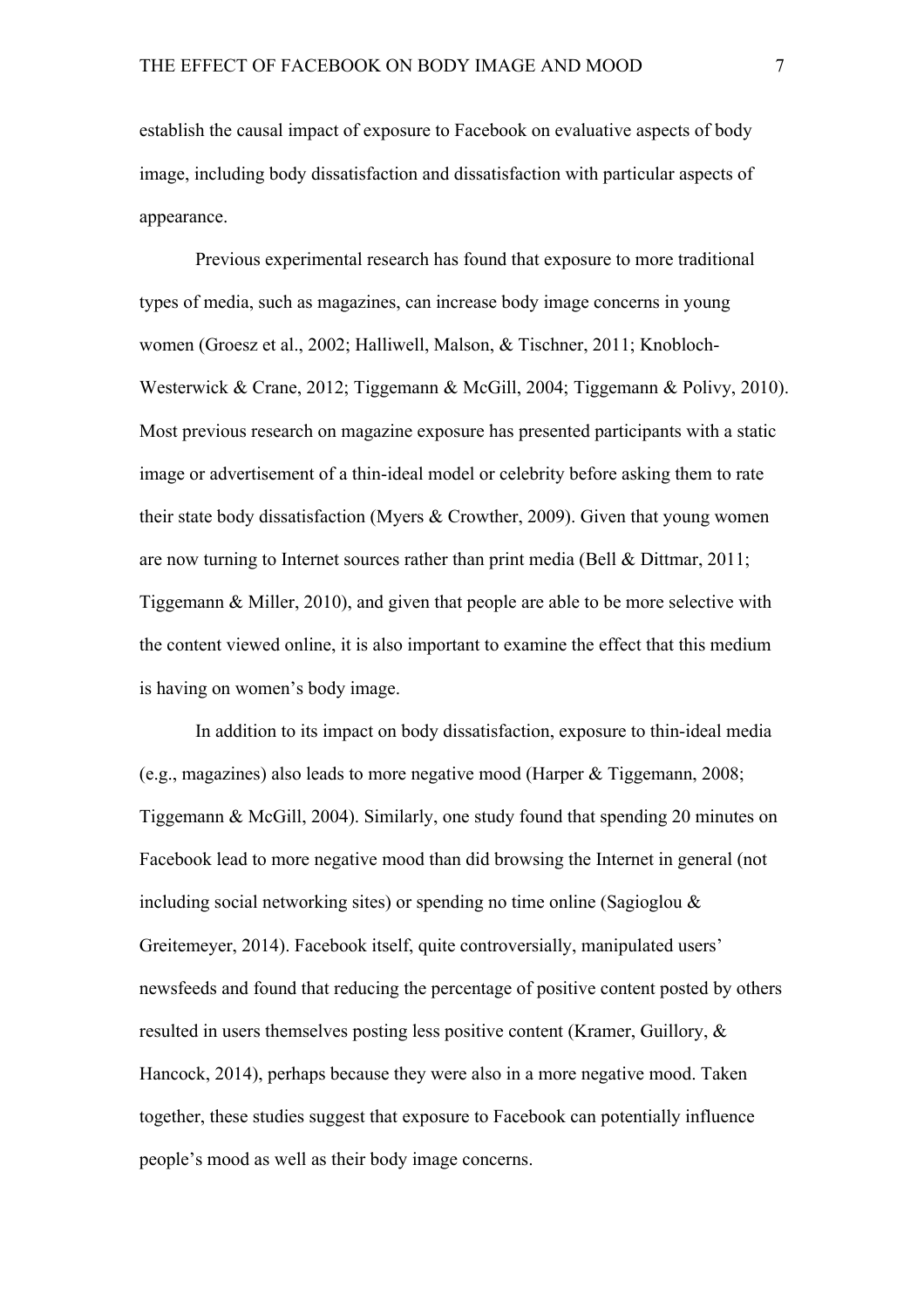establish the causal impact of exposure to Facebook on evaluative aspects of body image, including body dissatisfaction and dissatisfaction with particular aspects of appearance.

Previous experimental research has found that exposure to more traditional types of media, such as magazines, can increase body image concerns in young women (Groesz et al., 2002; Halliwell, Malson, & Tischner, 2011; Knobloch-Westerwick & Crane, 2012; Tiggemann & McGill, 2004; Tiggemann & Polivy, 2010). Most previous research on magazine exposure has presented participants with a static image or advertisement of a thin-ideal model or celebrity before asking them to rate their state body dissatisfaction (Myers & Crowther, 2009). Given that young women are now turning to Internet sources rather than print media (Bell & Dittmar, 2011; Tiggemann & Miller, 2010), and given that people are able to be more selective with the content viewed online, it is also important to examine the effect that this medium is having on women's body image.

In addition to its impact on body dissatisfaction, exposure to thin-ideal media (e.g., magazines) also leads to more negative mood (Harper & Tiggemann, 2008; Tiggemann & McGill, 2004). Similarly, one study found that spending 20 minutes on Facebook lead to more negative mood than did browsing the Internet in general (not including social networking sites) or spending no time online (Sagioglou & Greitemeyer, 2014). Facebook itself, quite controversially, manipulated users' newsfeeds and found that reducing the percentage of positive content posted by others resulted in users themselves posting less positive content (Kramer, Guillory, & Hancock, 2014), perhaps because they were also in a more negative mood. Taken together, these studies suggest that exposure to Facebook can potentially influence people's mood as well as their body image concerns.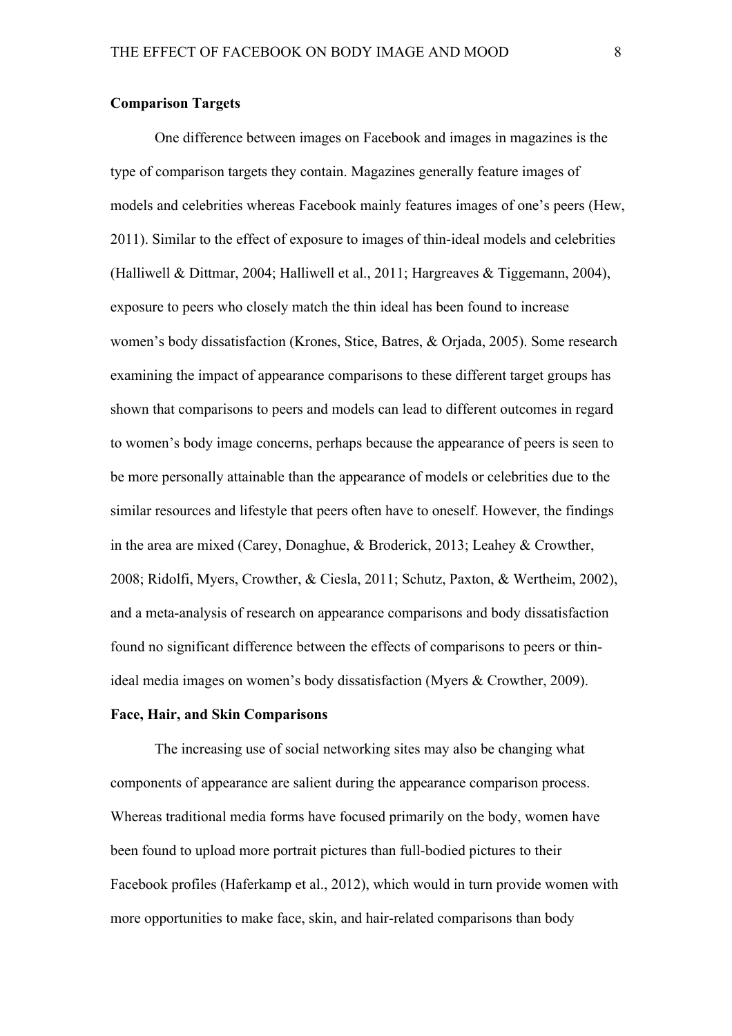**Comparison Targets**

One difference between images on Facebook and images in magazines is the type of comparison targets they contain. Magazines generally feature images of models and celebrities whereas Facebook mainly features images of one's peers (Hew, 2011). Similar to the effect of exposure to images of thin-ideal models and celebrities (Halliwell & Dittmar, 2004; Halliwell et al., 2011; Hargreaves & Tiggemann, 2004), exposure to peers who closely match the thin ideal has been found to increase women's body dissatisfaction (Krones, Stice, Batres, & Orjada, 2005). Some research examining the impact of appearance comparisons to these different target groups has shown that comparisons to peers and models can lead to different outcomes in regard to women's body image concerns, perhaps because the appearance of peers is seen to be more personally attainable than the appearance of models or celebrities due to the similar resources and lifestyle that peers often have to oneself. However, the findings in the area are mixed (Carey, Donaghue, & Broderick, 2013; Leahey & Crowther, 2008; Ridolfi, Myers, Crowther, & Ciesla, 2011; Schutz, Paxton, & Wertheim, 2002), and a meta-analysis of research on appearance comparisons and body dissatisfaction found no significant difference between the effects of comparisons to peers or thin-ideal media images on women's body dissatisfaction (Myers & Crowther, 2009).

**Face, Hair, and Skin Comparisons**

The increasing use of social networking sites may also be changing what components of appearance are salient during the appearance comparison process. Whereas traditional media forms have focused primarily on the body, women have been found to upload more portrait pictures than full-bodied pictures to their Facebook profiles (Haferkamp et al., 2012), which would in turn provide women with more opportunities to make face, skin, and hair-related comparisons than body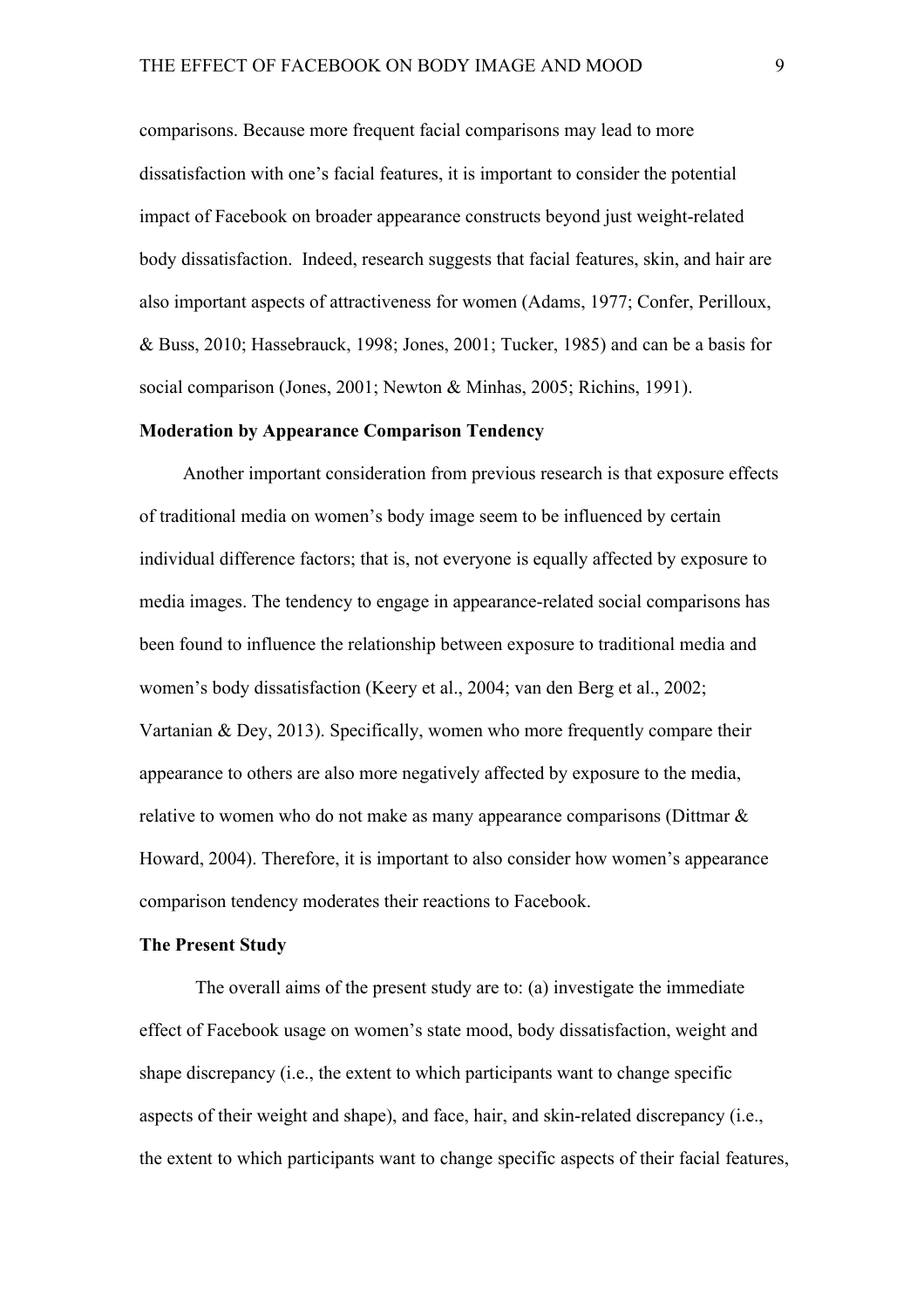comparisons. Because more frequent facial comparisons may lead to more dissatisfaction with one's facial features, it is important to consider the potential impact of Facebook on broader appearance constructs beyond just weight-related body dissatisfaction. Indeed, research suggests that facial features, skin, and hair are also important aspects of attractiveness for women (Adams, 1977; Confer, Perilloux, & Buss, 2010; Hassebrauck, 1998; Jones, 2001; Tucker, 1985) and can be a basis for social comparison (Jones, 2001; Newton & Minhas, 2005; Richins, 1991).

## Moderation by Appearance Comparison Tendency

Another important consideration from previous research is that exposure effects of traditional media on women's body image seem to be influenced by certain individual difference factors; that is, not everyone is equally affected by exposure to media images. The tendency to engage in appearance-related social comparisons has been found to influence the relationship between exposure to traditional media and women's body dissatisfaction (Keery et al., 2004; van den Berg et al., 2002; Vartanian & Dey, 2013). Specifically, women who more frequently compare their appearance to others are also more negatively affected by exposure to the media, relative to women who do not make as many appearance comparisons (Dittmar & Howard, 2004). Therefore, it is important to also consider how women's appearance comparison tendency moderates their reactions to Facebook.

## The Present Study

The overall aims of the present study are to: (a) investigate the immediate effect of Facebook usage on women's state mood, body dissatisfaction, weight and shape discrepancy (i.e., the extent to which participants want to change specific aspects of their weight and shape), and face, hair, and skin-related discrepancy (i.e., the extent to which participants want to change specific aspects of their facial features,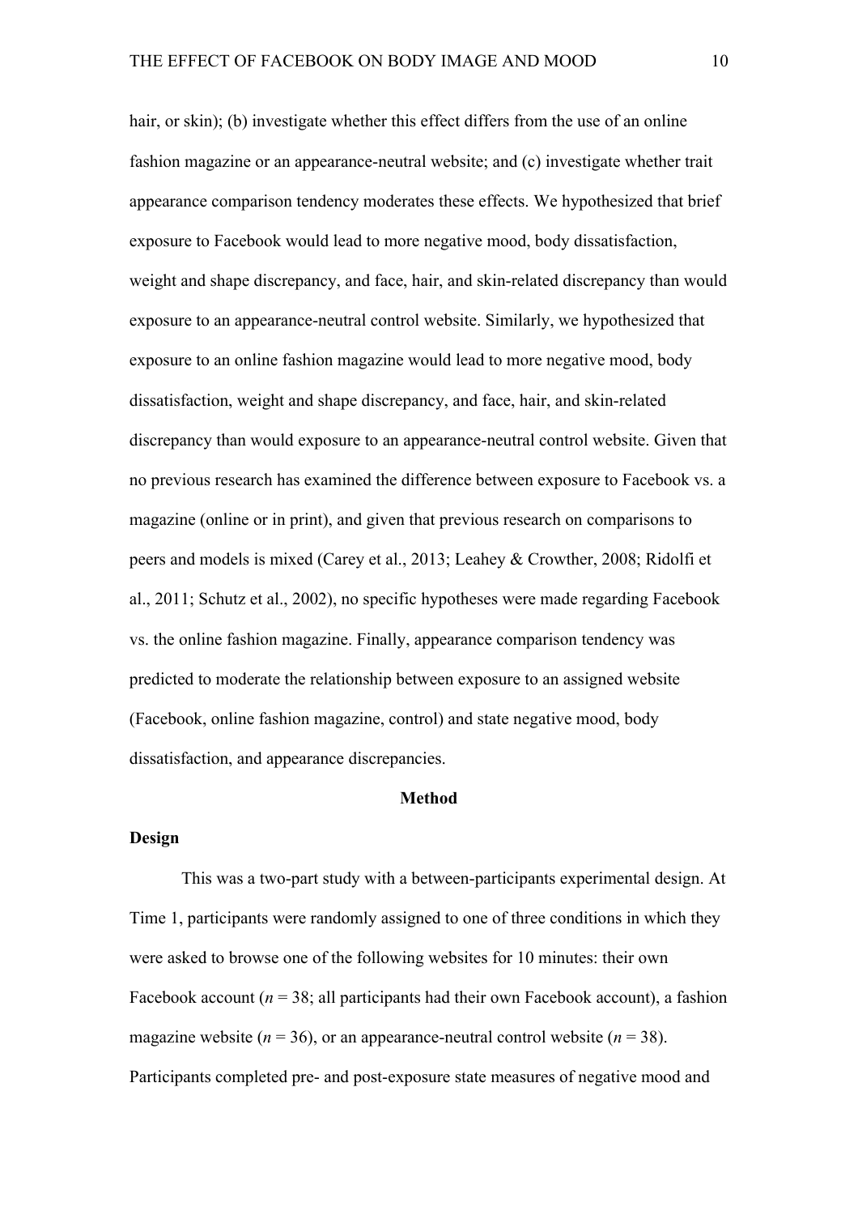hair, or skin); (b) investigate whether this effect differs from the use of an online fashion magazine or an appearance-neutral website; and (c) investigate whether trait appearance comparison tendency moderates these effects. We hypothesized that brief exposure to Facebook would lead to more negative mood, body dissatisfaction, weight and shape discrepancy, and face, hair, and skin-related discrepancy than would exposure to an appearance-neutral control website. Similarly, we hypothesized that exposure to an online fashion magazine would lead to more negative mood, body dissatisfaction, weight and shape discrepancy, and face, hair, and skin-related discrepancy than would exposure to an appearance-neutral control website. Given that no previous research has examined the difference between exposure to Facebook vs. a magazine (online or in print), and given that previous research on comparisons to peers and models is mixed (Carey et al., 2013; Leahey & Crowther, 2008; Ridolfi et al., 2011; Schutz et al., 2002), no specific hypotheses were made regarding Facebook vs. the online fashion magazine. Finally, appearance comparison tendency was predicted to moderate the relationship between exposure to an assigned website (Facebook, online fashion magazine, control) and state negative mood, body dissatisfaction, and appearance discrepancies.

# Method

## Design

This was a two-part study with a between-participants experimental design. At Time 1, participants were randomly assigned to one of three conditions in which they were asked to browse one of the following websites for 10 minutes: their own Facebook account (*n* = 38; all participants had their own Facebook account), a fashion magazine website (*n* = 36), or an appearance-neutral control website (*n* = 38). Participants completed pre- and post-exposure state measures of negative mood and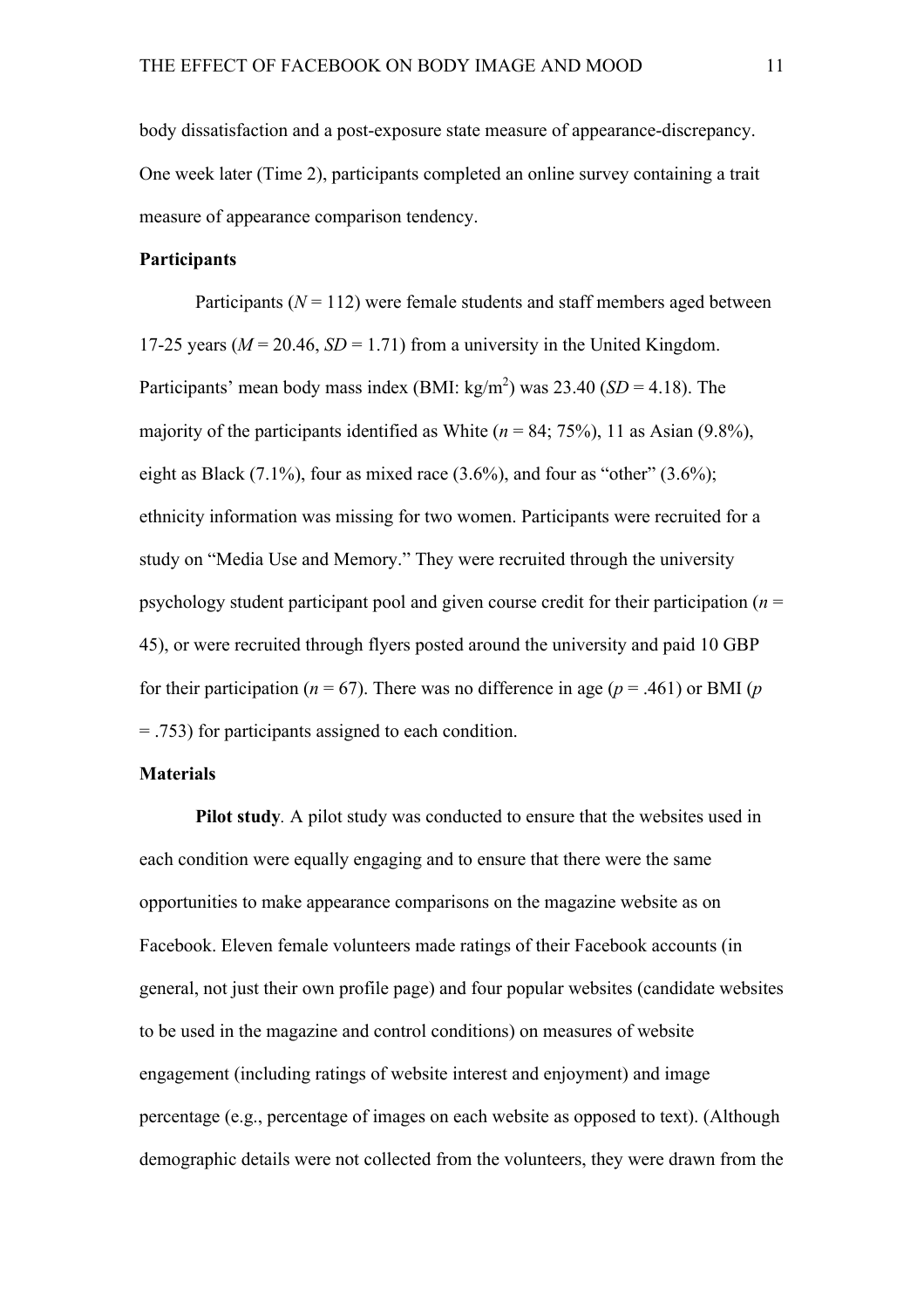body dissatisfaction and a post-exposure state measure of appearance-discrepancy. One week later (Time 2), participants completed an online survey containing a trait measure of appearance comparison tendency.

**Participants**

Participants (*N* = 112) were female students and staff members aged between 17-25 years (*M* = 20.46, *SD* = 1.71) from a university in the United Kingdom. Participants' mean body mass index (BMI: kg/m$^2$) was 23.40 (*SD* = 4.18). The majority of the participants identified as White (*n* = 84; 75%), 11 as Asian (9.8%), eight as Black (7.1%), four as mixed race (3.6%), and four as "other" (3.6%); ethnicity information was missing for two women. Participants were recruited for a study on "Media Use and Memory." They were recruited through the university psychology student participant pool and given course credit for their participation (*n* = 45), or were recruited through flyers posted around the university and paid 10 GBP for their participation (*n* = 67). There was no difference in age (*p* = .461) or BMI (*p* = .753) for participants assigned to each condition.

**Materials**

**Pilot study**. A pilot study was conducted to ensure that the websites used in each condition were equally engaging and to ensure that there were the same opportunities to make appearance comparisons on the magazine website as on Facebook. Eleven female volunteers made ratings of their Facebook accounts (in general, not just their own profile page) and four popular websites (candidate websites to be used in the magazine and control conditions) on measures of website engagement (including ratings of website interest and enjoyment) and image percentage (e.g., percentage of images on each website as opposed to text). (Although demographic details were not collected from the volunteers, they were drawn from the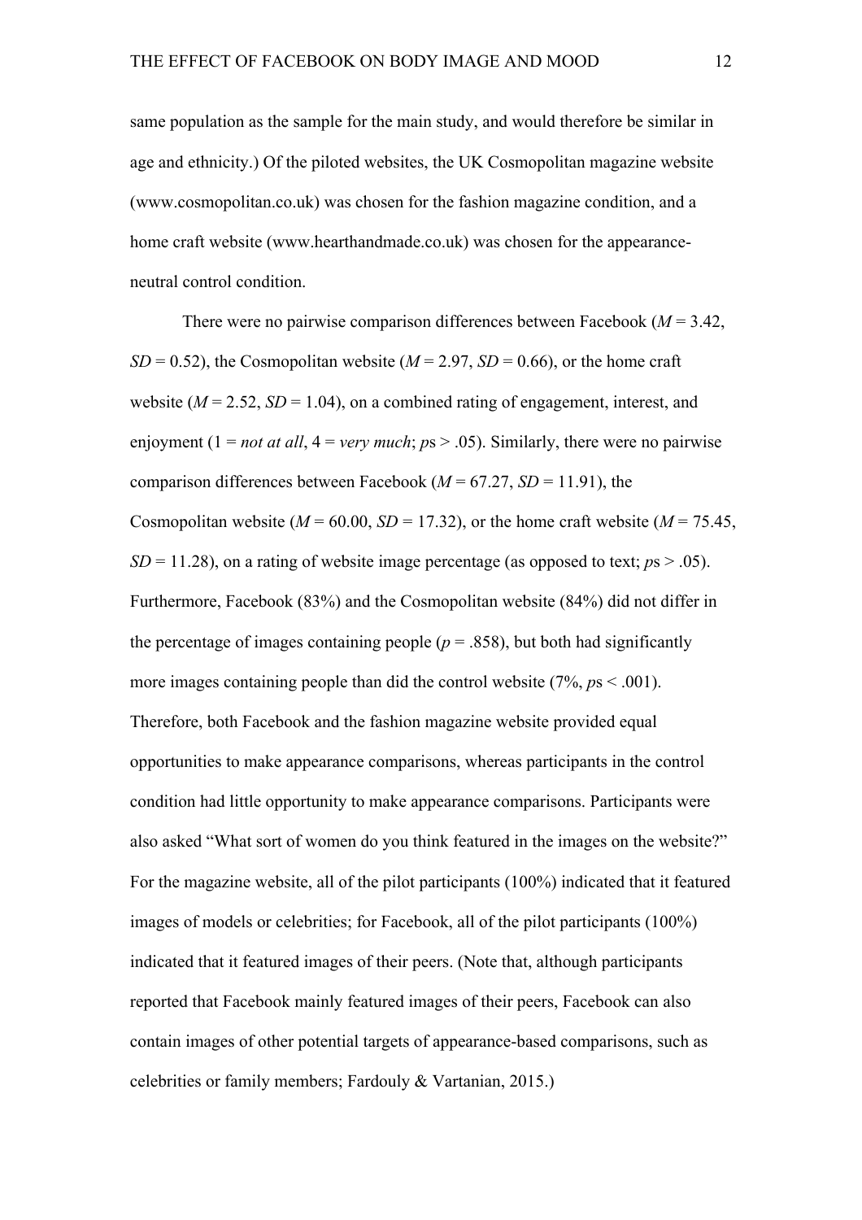same population as the sample for the main study, and would therefore be similar in age and ethnicity.) Of the piloted websites, the UK Cosmopolitan magazine website (www.cosmopolitan.co.uk) was chosen for the fashion magazine condition, and a home craft website (www.hearthandmade.co.uk) was chosen for the appearance-neutral control condition.

There were no pairwise comparison differences between Facebook ($M = 3.42$, $SD = 0.52$), the Cosmopolitan website ($M = 2.97$, $SD = 0.66$), or the home craft website ($M = 2.52$, $SD = 1.04$), on a combined rating of engagement, interest, and enjoyment (1 = *not at all*, 4 = *very much*; $p$s > .05). Similarly, there were no pairwise comparison differences between Facebook ($M = 67.27$, $SD = 11.91$), the Cosmopolitan website ($M = 60.00$, $SD = 17.32$), or the home craft website ($M = 75.45$, $SD = 11.28$), on a rating of website image percentage (as opposed to text; $p$s > .05). Furthermore, Facebook (83%) and the Cosmopolitan website (84%) did not differ in the percentage of images containing people ($p = .858$), but both had significantly more images containing people than did the control website (7%, $p$s < .001). Therefore, both Facebook and the fashion magazine website provided equal opportunities to make appearance comparisons, whereas participants in the control condition had little opportunity to make appearance comparisons. Participants were also asked "What sort of women do you think featured in the images on the website?" For the magazine website, all of the pilot participants (100%) indicated that it featured images of models or celebrities; for Facebook, all of the pilot participants (100%) indicated that it featured images of their peers. (Note that, although participants reported that Facebook mainly featured images of their peers, Facebook can also contain images of other potential targets of appearance-based comparisons, such as celebrities or family members; Fardouly & Vartanian, 2015.)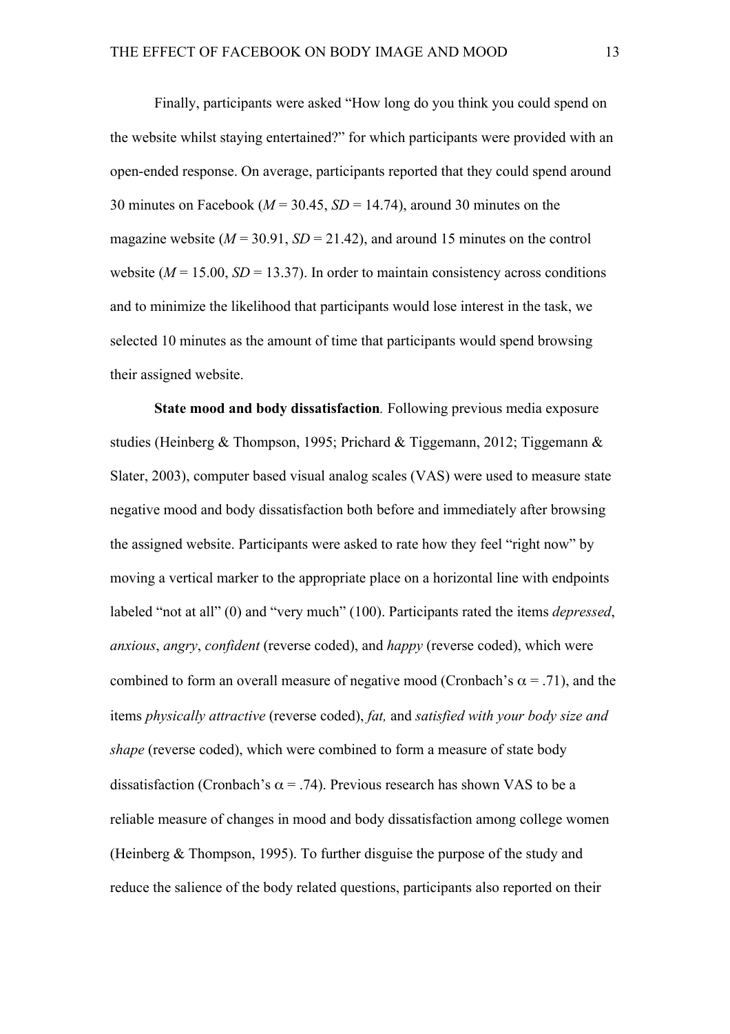Finally, participants were asked "How long do you think you could spend on the website whilst staying entertained?" for which participants were provided with an open-ended response. On average, participants reported that they could spend around 30 minutes on Facebook ($M$ = 30.45, $SD$ = 14.74), around 30 minutes on the magazine website ($M$ = 30.91, $SD$ = 21.42), and around 15 minutes on the control website ($M$ = 15.00, $SD$ = 13.37). In order to maintain consistency across conditions and to minimize the likelihood that participants would lose interest in the task, we selected 10 minutes as the amount of time that participants would spend browsing their assigned website.

**State mood and body dissatisfaction***.* Following previous media exposure studies (Heinberg & Thompson, 1995; Prichard & Tiggemann, 2012; Tiggemann & Slater, 2003), computer based visual analog scales (VAS) were used to measure state negative mood and body dissatisfaction both before and immediately after browsing the assigned website. Participants were asked to rate how they feel "right now" by moving a vertical marker to the appropriate place on a horizontal line with endpoints labeled "not at all" (0) and "very much" (100). Participants rated the items *depressed*, *anxious*, *angry*, *confident* (reverse coded), and *happy* (reverse coded), which were combined to form an overall measure of negative mood (Cronbach's $\alpha$ = .71), and the items *physically attractive* (reverse coded), *fat,* and *satisfied with your body size and shape* (reverse coded), which were combined to form a measure of state body dissatisfaction (Cronbach's $\alpha$ = .74). Previous research has shown VAS to be a reliable measure of changes in mood and body dissatisfaction among college women (Heinberg & Thompson, 1995). To further disguise the purpose of the study and reduce the salience of the body related questions, participants also reported on their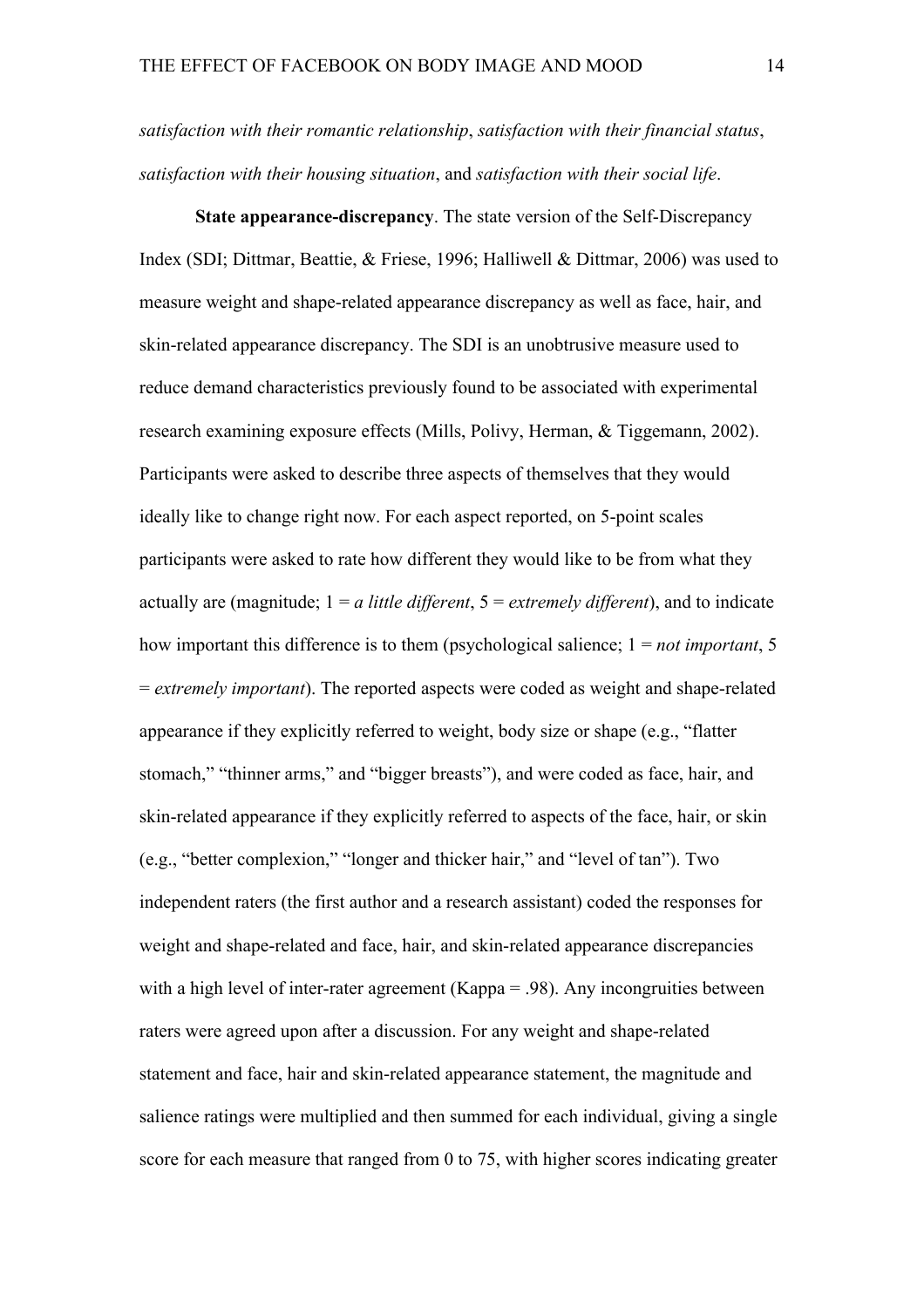*satisfaction with their romantic relationship*, *satisfaction with their financial status*, *satisfaction with their housing situation*, and *satisfaction with their social life*.

**State appearance-discrepancy**. The state version of the Self-Discrepancy Index (SDI; Dittmar, Beattie, & Friese, 1996; Halliwell & Dittmar, 2006) was used to measure weight and shape-related appearance discrepancy as well as face, hair, and skin-related appearance discrepancy. The SDI is an unobtrusive measure used to reduce demand characteristics previously found to be associated with experimental research examining exposure effects (Mills, Polivy, Herman, & Tiggemann, 2002). Participants were asked to describe three aspects of themselves that they would ideally like to change right now. For each aspect reported, on 5-point scales participants were asked to rate how different they would like to be from what they actually are (magnitude; 1 = *a little different*, 5 = *extremely different*), and to indicate how important this difference is to them (psychological salience; 1 = *not important*, 5 = *extremely important*). The reported aspects were coded as weight and shape-related appearance if they explicitly referred to weight, body size or shape (e.g., "flatter stomach," "thinner arms," and "bigger breasts"), and were coded as face, hair, and skin-related appearance if they explicitly referred to aspects of the face, hair, or skin (e.g., "better complexion," "longer and thicker hair," and "level of tan"). Two independent raters (the first author and a research assistant) coded the responses for weight and shape-related and face, hair, and skin-related appearance discrepancies with a high level of inter-rater agreement (Kappa = .98). Any incongruities between raters were agreed upon after a discussion. For any weight and shape-related statement and face, hair and skin-related appearance statement, the magnitude and salience ratings were multiplied and then summed for each individual, giving a single score for each measure that ranged from 0 to 75, with higher scores indicating greater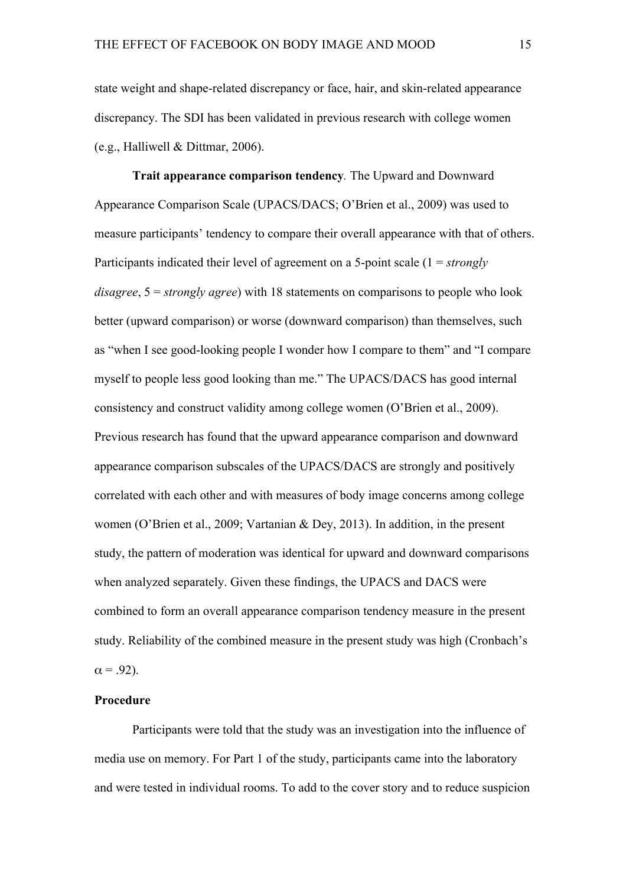state weight and shape-related discrepancy or face, hair, and skin-related appearance discrepancy. The SDI has been validated in previous research with college women (e.g., Halliwell & Dittmar, 2006).

**Trait appearance comparison tendency***.* The Upward and Downward Appearance Comparison Scale (UPACS/DACS; O'Brien et al., 2009) was used to measure participants' tendency to compare their overall appearance with that of others. Participants indicated their level of agreement on a 5-point scale (1 = *strongly disagree*, 5 = *strongly agree*) with 18 statements on comparisons to people who look better (upward comparison) or worse (downward comparison) than themselves, such as "when I see good-looking people I wonder how I compare to them" and "I compare myself to people less good looking than me." The UPACS/DACS has good internal consistency and construct validity among college women (O'Brien et al., 2009). Previous research has found that the upward appearance comparison and downward appearance comparison subscales of the UPACS/DACS are strongly and positively correlated with each other and with measures of body image concerns among college women (O'Brien et al., 2009; Vartanian & Dey, 2013). In addition, in the present study, the pattern of moderation was identical for upward and downward comparisons when analyzed separately. Given these findings, the UPACS and DACS were combined to form an overall appearance comparison tendency measure in the present study. Reliability of the combined measure in the present study was high (Cronbach's $\alpha = .92$).

## Procedure

Participants were told that the study was an investigation into the influence of media use on memory. For Part 1 of the study, participants came into the laboratory and were tested in individual rooms. To add to the cover story and to reduce suspicion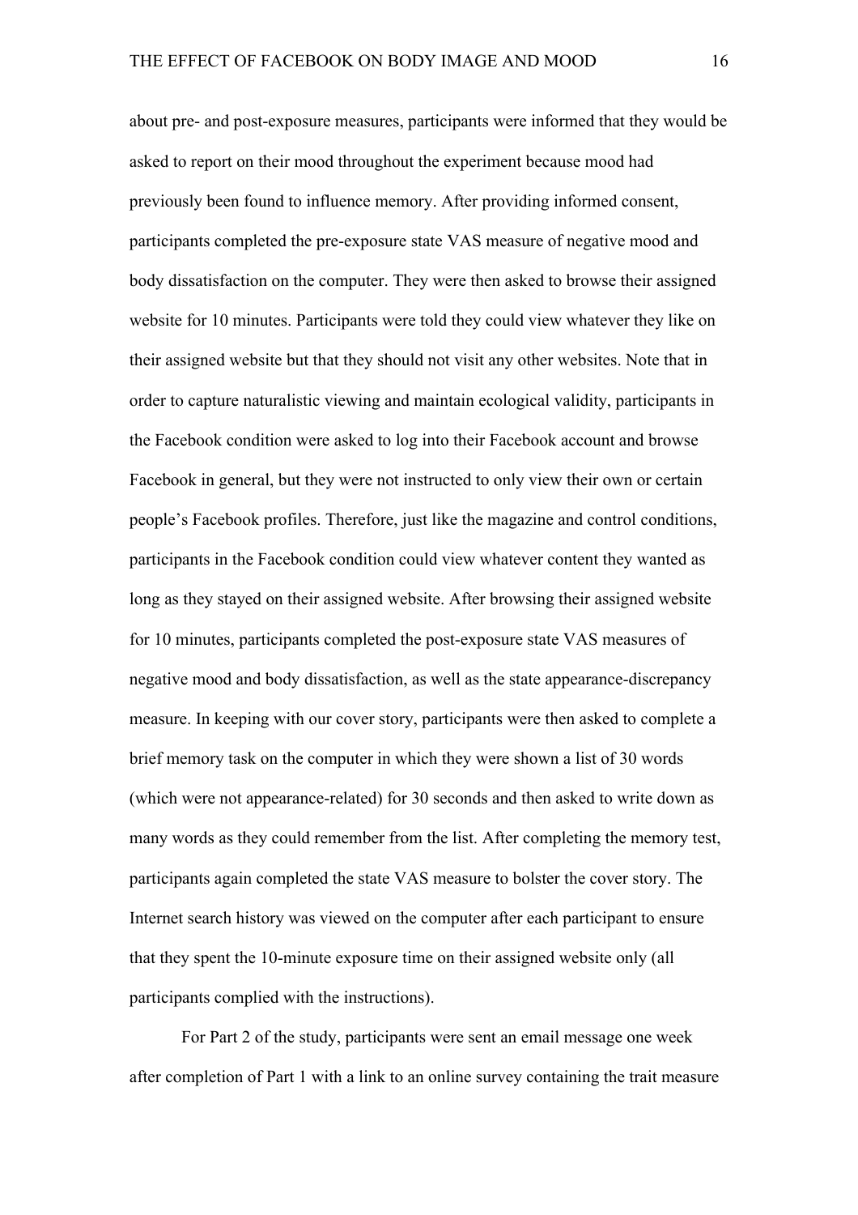about pre- and post-exposure measures, participants were informed that they would be asked to report on their mood throughout the experiment because mood had previously been found to influence memory. After providing informed consent, participants completed the pre-exposure state VAS measure of negative mood and body dissatisfaction on the computer. They were then asked to browse their assigned website for 10 minutes. Participants were told they could view whatever they like on their assigned website but that they should not visit any other websites. Note that in order to capture naturalistic viewing and maintain ecological validity, participants in the Facebook condition were asked to log into their Facebook account and browse Facebook in general, but they were not instructed to only view their own or certain people's Facebook profiles. Therefore, just like the magazine and control conditions, participants in the Facebook condition could view whatever content they wanted as long as they stayed on their assigned website. After browsing their assigned website for 10 minutes, participants completed the post-exposure state VAS measures of negative mood and body dissatisfaction, as well as the state appearance-discrepancy measure. In keeping with our cover story, participants were then asked to complete a brief memory task on the computer in which they were shown a list of 30 words (which were not appearance-related) for 30 seconds and then asked to write down as many words as they could remember from the list. After completing the memory test, participants again completed the state VAS measure to bolster the cover story. The Internet search history was viewed on the computer after each participant to ensure that they spent the 10-minute exposure time on their assigned website only (all participants complied with the instructions).

For Part 2 of the study, participants were sent an email message one week after completion of Part 1 with a link to an online survey containing the trait measure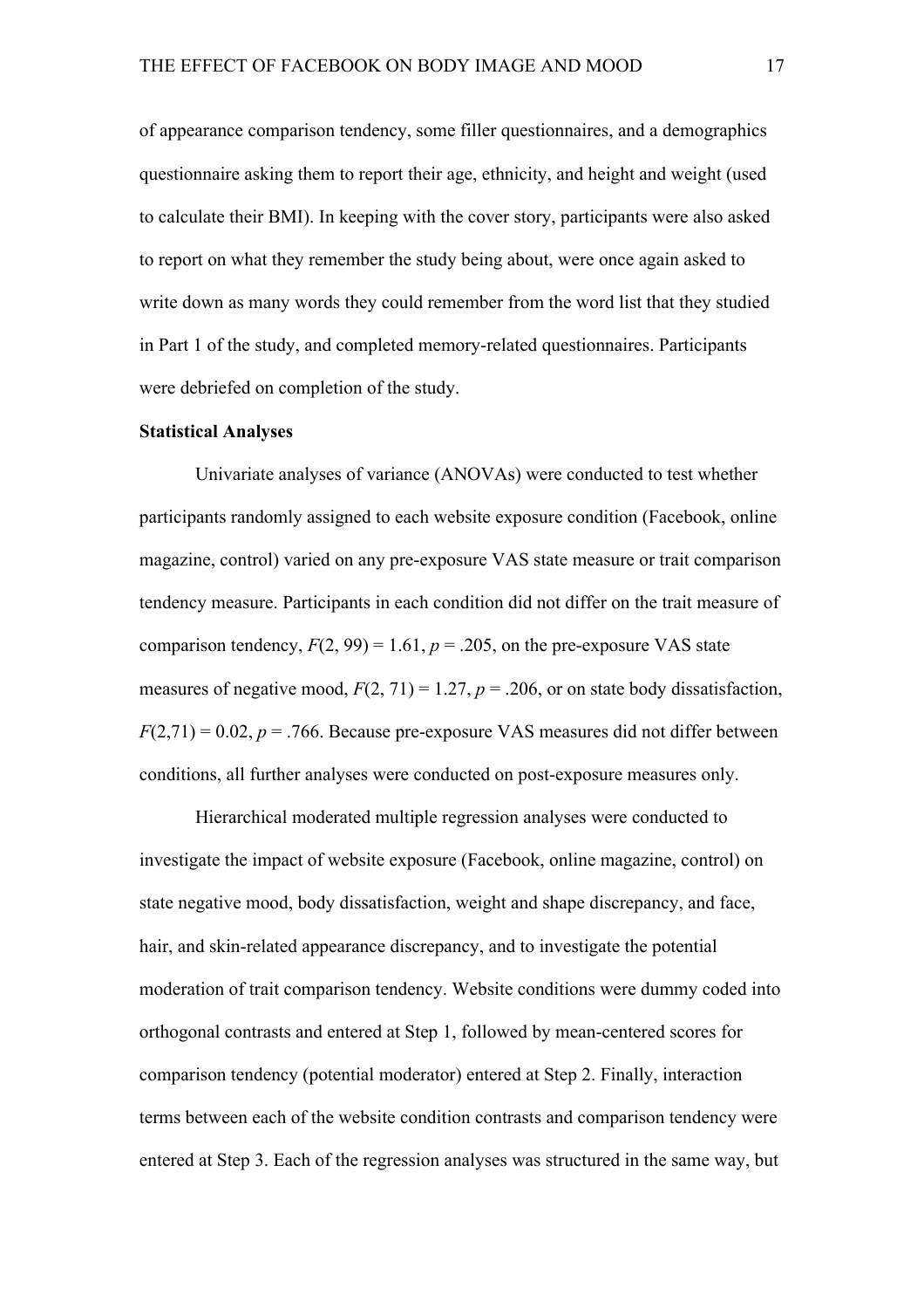of appearance comparison tendency, some filler questionnaires, and a demographics questionnaire asking them to report their age, ethnicity, and height and weight (used to calculate their BMI). In keeping with the cover story, participants were also asked to report on what they remember the study being about, were once again asked to write down as many words they could remember from the word list that they studied in Part 1 of the study, and completed memory-related questionnaires. Participants were debriefed on completion of the study.

**Statistical Analyses**

Univariate analyses of variance (ANOVAs) were conducted to test whether participants randomly assigned to each website exposure condition (Facebook, online magazine, control) varied on any pre-exposure VAS state measure or trait comparison tendency measure. Participants in each condition did not differ on the trait measure of comparison tendency, $F(2, 99) = 1.61$, $p = .205$, on the pre-exposure VAS state measures of negative mood, $F(2, 71) = 1.27$, $p = .206$, or on state body dissatisfaction, $F(2,71) = 0.02$, $p = .766$. Because pre-exposure VAS measures did not differ between conditions, all further analyses were conducted on post-exposure measures only.

Hierarchical moderated multiple regression analyses were conducted to investigate the impact of website exposure (Facebook, online magazine, control) on state negative mood, body dissatisfaction, weight and shape discrepancy, and face, hair, and skin-related appearance discrepancy, and to investigate the potential moderation of trait comparison tendency. Website conditions were dummy coded into orthogonal contrasts and entered at Step 1, followed by mean-centered scores for comparison tendency (potential moderator) entered at Step 2. Finally, interaction terms between each of the website condition contrasts and comparison tendency were entered at Step 3. Each of the regression analyses was structured in the same way, but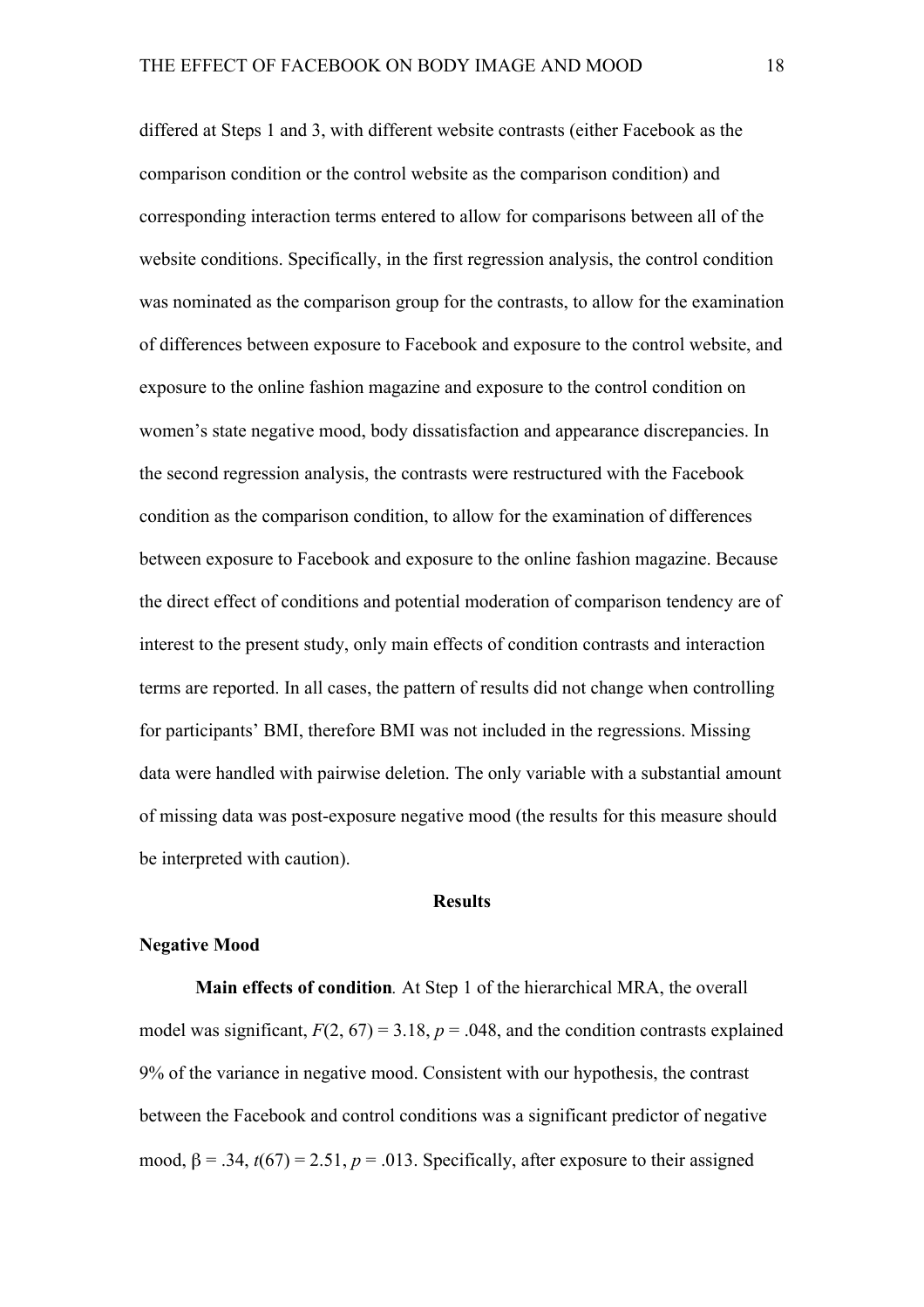differed at Steps 1 and 3, with different website contrasts (either Facebook as the comparison condition or the control website as the comparison condition) and corresponding interaction terms entered to allow for comparisons between all of the website conditions. Specifically, in the first regression analysis, the control condition was nominated as the comparison group for the contrasts, to allow for the examination of differences between exposure to Facebook and exposure to the control website, and exposure to the online fashion magazine and exposure to the control condition on women's state negative mood, body dissatisfaction and appearance discrepancies. In the second regression analysis, the contrasts were restructured with the Facebook condition as the comparison condition, to allow for the examination of differences between exposure to Facebook and exposure to the online fashion magazine. Because the direct effect of conditions and potential moderation of comparison tendency are of interest to the present study, only main effects of condition contrasts and interaction terms are reported. In all cases, the pattern of results did not change when controlling for participants' BMI, therefore BMI was not included in the regressions. Missing data were handled with pairwise deletion. The only variable with a substantial amount of missing data was post-exposure negative mood (the results for this measure should be interpreted with caution).

## Results

### Negative Mood

**Main effects of condition***.* At Step 1 of the hierarchical MRA, the overall model was significant, $F(2, 67) = 3.18$, $p = .048$, and the condition contrasts explained 9% of the variance in negative mood. Consistent with our hypothesis, the contrast between the Facebook and control conditions was a significant predictor of negative mood, $\beta = .34$, $t(67) = 2.51$, $p = .013$. Specifically, after exposure to their assigned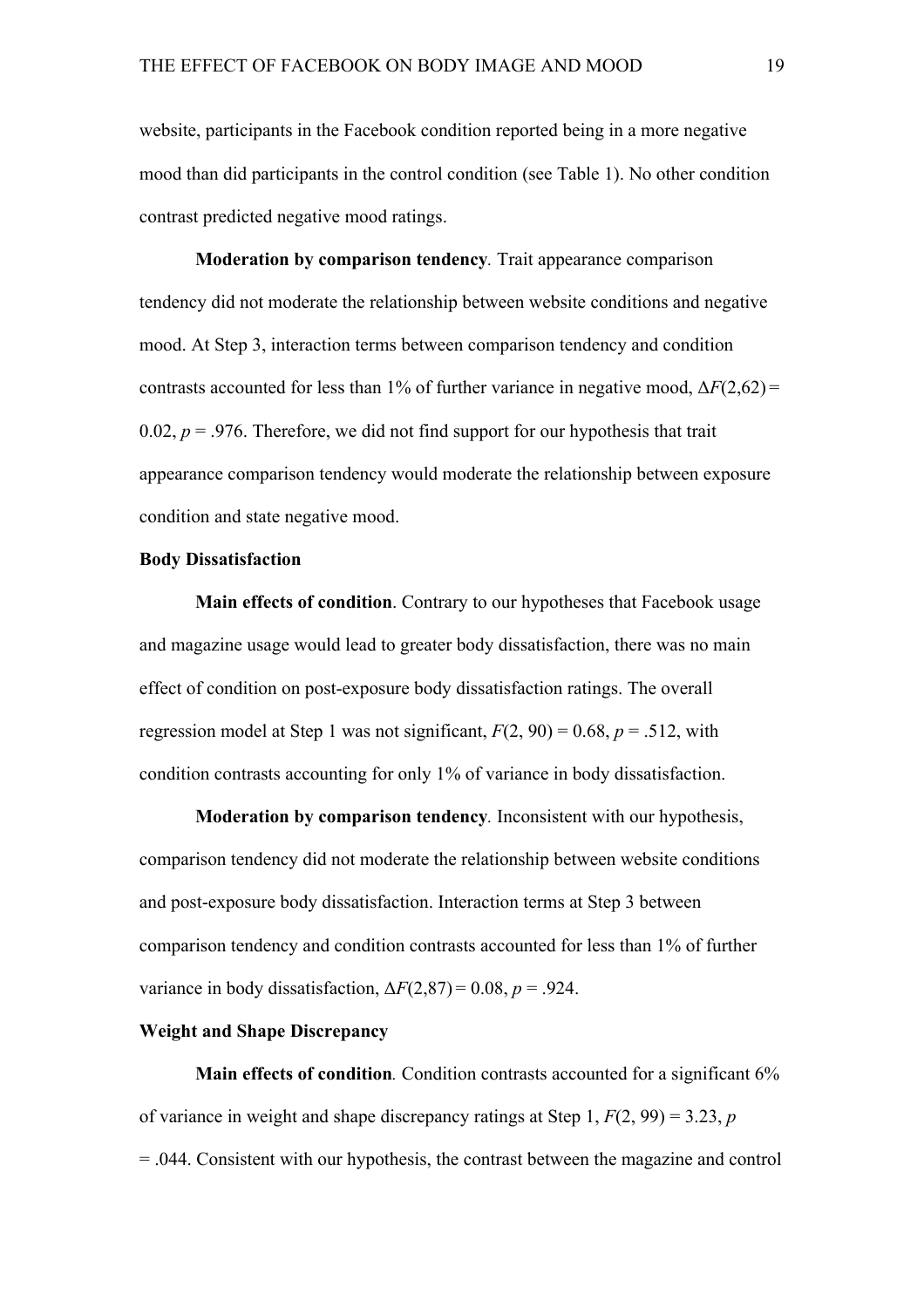website, participants in the Facebook condition reported being in a more negative mood than did participants in the control condition (see Table 1). No other condition contrast predicted negative mood ratings.

**Moderation by comparison tendency**. Trait appearance comparison tendency did not moderate the relationship between website conditions and negative mood. At Step 3, interaction terms between comparison tendency and condition contrasts accounted for less than 1% of further variance in negative mood, $\Delta F(2,62) = 0.02$, $p = .976$. Therefore, we did not find support for our hypothesis that trait appearance comparison tendency would moderate the relationship between exposure condition and state negative mood.

**Body Dissatisfaction**

**Main effects of condition**. Contrary to our hypotheses that Facebook usage and magazine usage would lead to greater body dissatisfaction, there was no main effect of condition on post-exposure body dissatisfaction ratings. The overall regression model at Step 1 was not significant, $F(2, 90) = 0.68$, $p = .512$, with condition contrasts accounting for only 1% of variance in body dissatisfaction.

**Moderation by comparison tendency**. Inconsistent with our hypothesis, comparison tendency did not moderate the relationship between website conditions and post-exposure body dissatisfaction. Interaction terms at Step 3 between comparison tendency and condition contrasts accounted for less than 1% of further variance in body dissatisfaction, $\Delta F(2,87) = 0.08$, $p = .924$.

**Weight and Shape Discrepancy**

**Main effects of condition**. Condition contrasts accounted for a significant 6% of variance in weight and shape discrepancy ratings at Step 1, $F(2, 99) = 3.23$, $p = .044$. Consistent with our hypothesis, the contrast between the magazine and control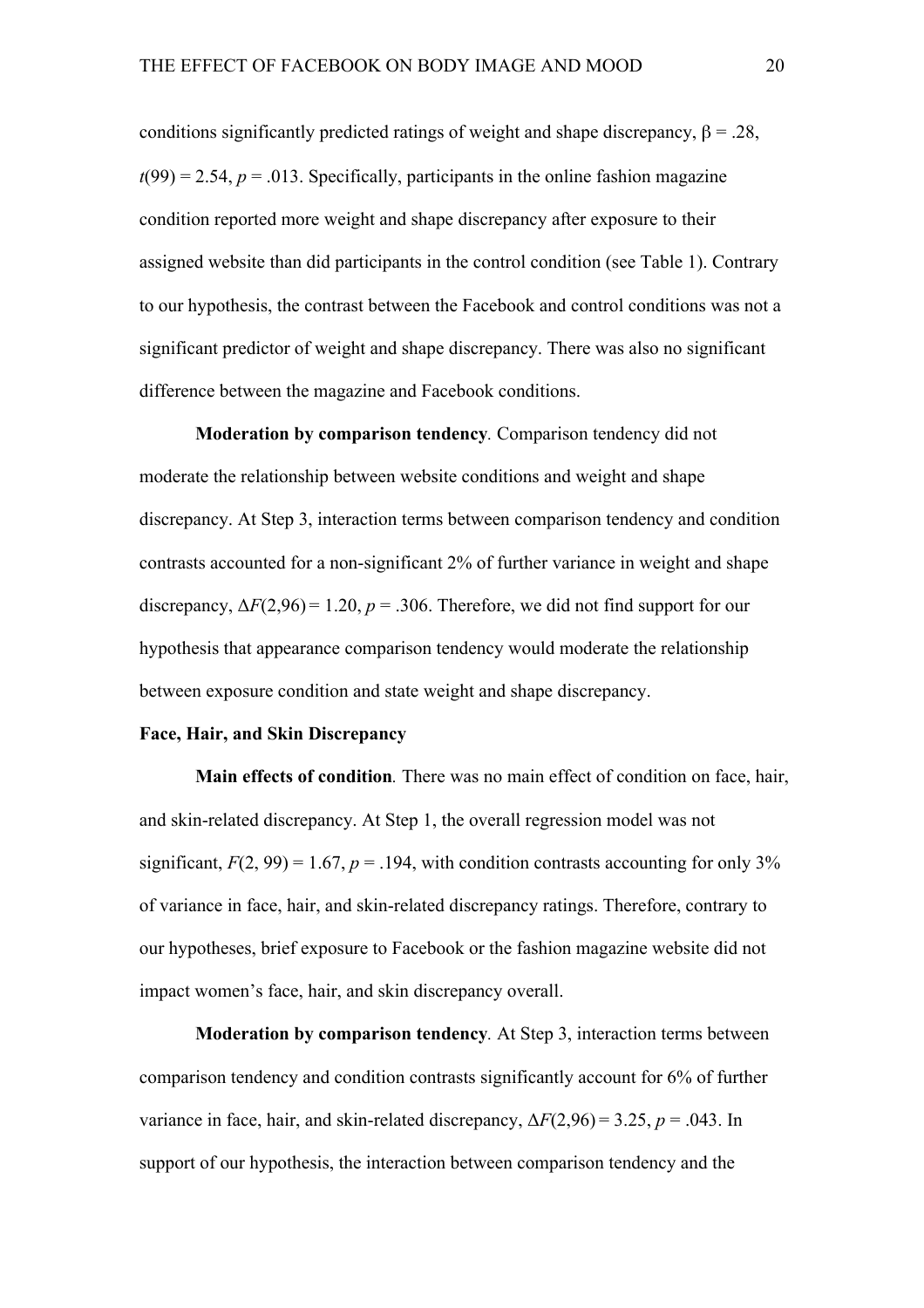conditions significantly predicted ratings of weight and shape discrepancy, $\beta = .28$, $t(99) = 2.54$, $p = .013$. Specifically, participants in the online fashion magazine condition reported more weight and shape discrepancy after exposure to their assigned website than did participants in the control condition (see Table 1). Contrary to our hypothesis, the contrast between the Facebook and control conditions was not a significant predictor of weight and shape discrepancy. There was also no significant difference between the magazine and Facebook conditions.

**Moderation by comparison tendency**. Comparison tendency did not moderate the relationship between website conditions and weight and shape discrepancy. At Step 3, interaction terms between comparison tendency and condition contrasts accounted for a non-significant 2% of further variance in weight and shape discrepancy, $\Delta F(2,96) = 1.20$, $p = .306$. Therefore, we did not find support for our hypothesis that appearance comparison tendency would moderate the relationship between exposure condition and state weight and shape discrepancy.

### Face, Hair, and Skin Discrepancy

**Main effects of condition**. There was no main effect of condition on face, hair, and skin-related discrepancy. At Step 1, the overall regression model was not significant, $F(2, 99) = 1.67$, $p = .194$, with condition contrasts accounting for only 3% of variance in face, hair, and skin-related discrepancy ratings. Therefore, contrary to our hypotheses, brief exposure to Facebook or the fashion magazine website did not impact women's face, hair, and skin discrepancy overall.

**Moderation by comparison tendency**. At Step 3, interaction terms between comparison tendency and condition contrasts significantly account for 6% of further variance in face, hair, and skin-related discrepancy, $\Delta F(2,96) = 3.25$, $p = .043$. In support of our hypothesis, the interaction between comparison tendency and the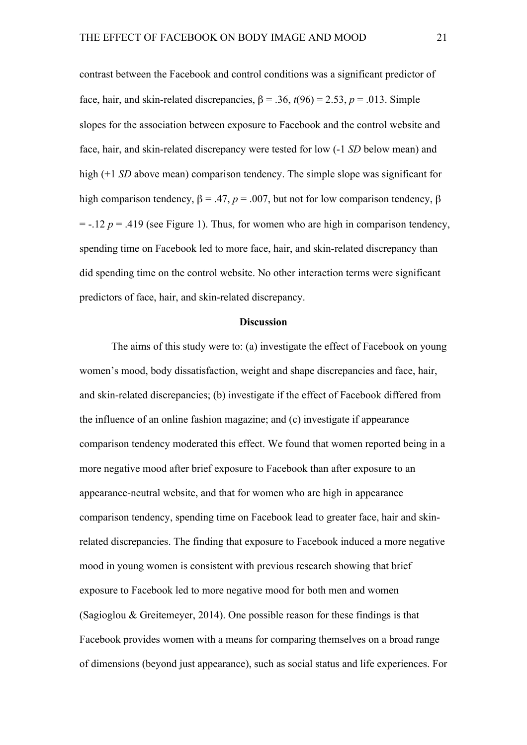contrast between the Facebook and control conditions was a significant predictor of face, hair, and skin-related discrepancies, $\beta = .36$, $t(96) = 2.53$, $p = .013$. Simple slopes for the association between exposure to Facebook and the control website and face, hair, and skin-related discrepancy were tested for low (-1 *SD* below mean) and high (+1 *SD* above mean) comparison tendency. The simple slope was significant for high comparison tendency, $\beta = .47$, $p = .007$, but not for low comparison tendency, $\beta = -.12$ $p = .419$ (see Figure 1). Thus, for women who are high in comparison tendency, spending time on Facebook led to more face, hair, and skin-related discrepancy than did spending time on the control website. No other interaction terms were significant predictors of face, hair, and skin-related discrepancy.

## Discussion

The aims of this study were to: (a) investigate the effect of Facebook on young women's mood, body dissatisfaction, weight and shape discrepancies and face, hair, and skin-related discrepancies; (b) investigate if the effect of Facebook differed from the influence of an online fashion magazine; and (c) investigate if appearance comparison tendency moderated this effect. We found that women reported being in a more negative mood after brief exposure to Facebook than after exposure to an appearance-neutral website, and that for women who are high in appearance comparison tendency, spending time on Facebook lead to greater face, hair and skin-related discrepancies. The finding that exposure to Facebook induced a more negative mood in young women is consistent with previous research showing that brief exposure to Facebook led to more negative mood for both men and women (Sagioglou & Greitemeyer, 2014). One possible reason for these findings is that Facebook provides women with a means for comparing themselves on a broad range of dimensions (beyond just appearance), such as social status and life experiences. For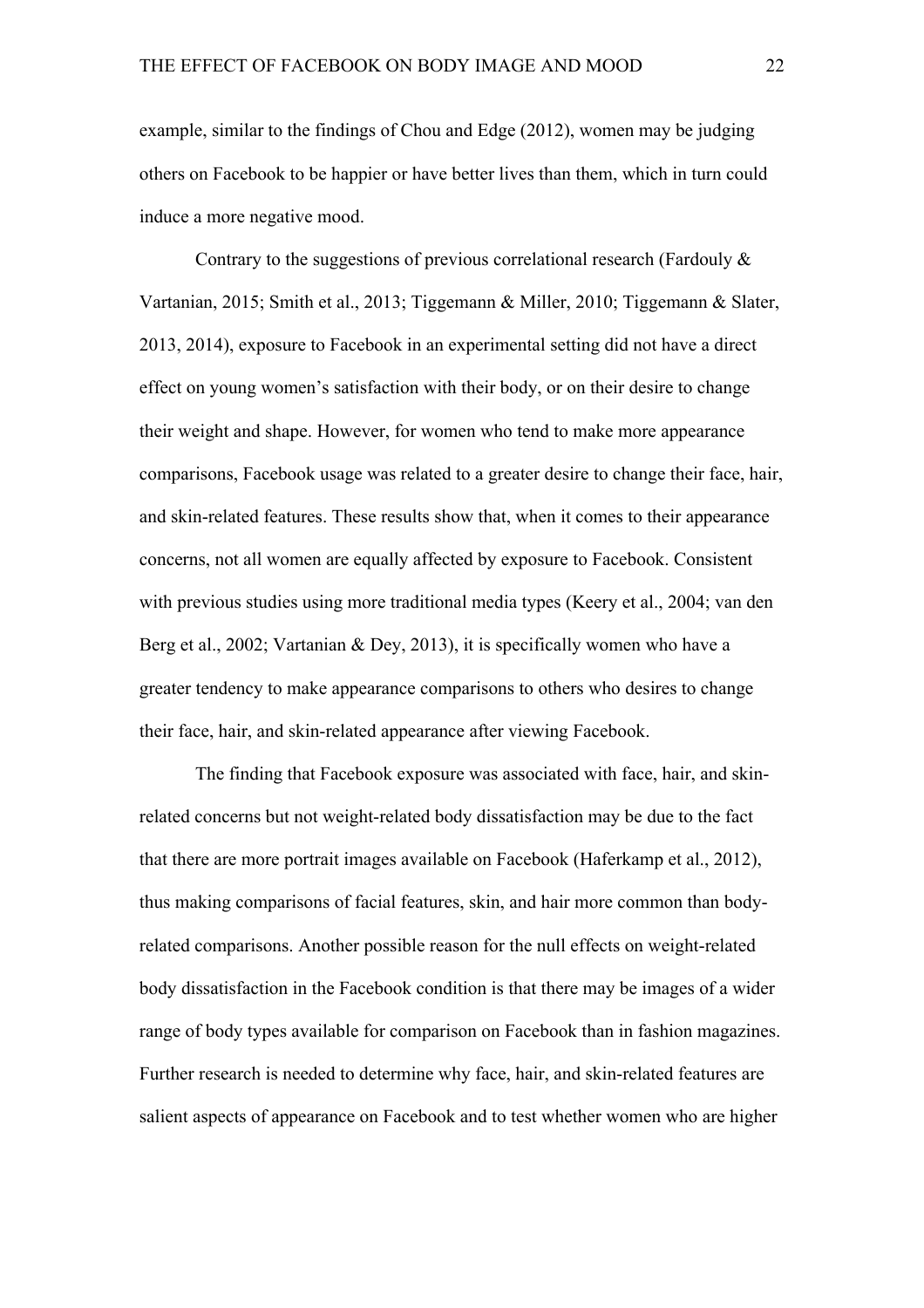example, similar to the findings of Chou and Edge (2012), women may be judging others on Facebook to be happier or have better lives than them, which in turn could induce a more negative mood.

Contrary to the suggestions of previous correlational research (Fardouly & Vartanian, 2015; Smith et al., 2013; Tiggemann & Miller, 2010; Tiggemann & Slater, 2013, 2014), exposure to Facebook in an experimental setting did not have a direct effect on young women's satisfaction with their body, or on their desire to change their weight and shape. However, for women who tend to make more appearance comparisons, Facebook usage was related to a greater desire to change their face, hair, and skin-related features. These results show that, when it comes to their appearance concerns, not all women are equally affected by exposure to Facebook. Consistent with previous studies using more traditional media types (Keery et al., 2004; van den Berg et al., 2002; Vartanian & Dey, 2013), it is specifically women who have a greater tendency to make appearance comparisons to others who desires to change their face, hair, and skin-related appearance after viewing Facebook.

The finding that Facebook exposure was associated with face, hair, and skin-related concerns but not weight-related body dissatisfaction may be due to the fact that there are more portrait images available on Facebook (Haferkamp et al., 2012), thus making comparisons of facial features, skin, and hair more common than body-related comparisons. Another possible reason for the null effects on weight-related body dissatisfaction in the Facebook condition is that there may be images of a wider range of body types available for comparison on Facebook than in fashion magazines. Further research is needed to determine why face, hair, and skin-related features are salient aspects of appearance on Facebook and to test whether women who are higher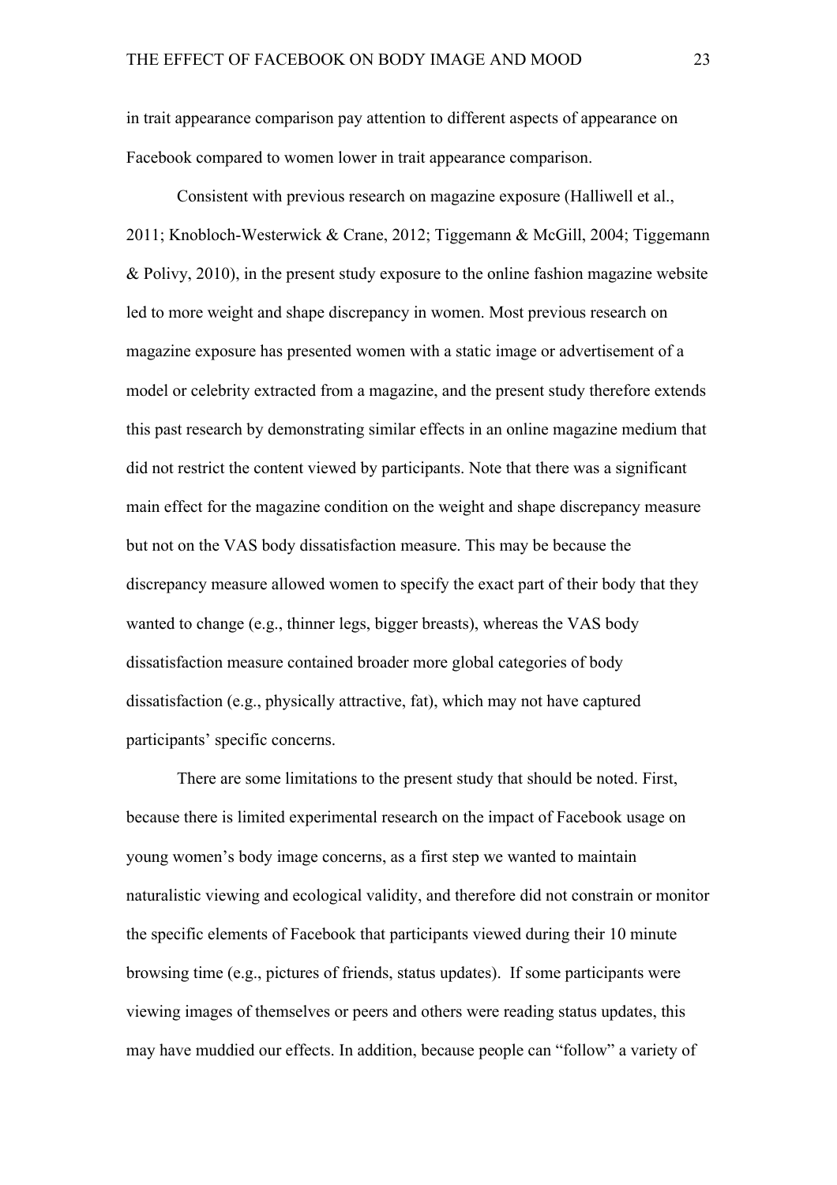in trait appearance comparison pay attention to different aspects of appearance on Facebook compared to women lower in trait appearance comparison.

Consistent with previous research on magazine exposure (Halliwell et al., 2011; Knobloch-Westerwick & Crane, 2012; Tiggemann & McGill, 2004; Tiggemann & Polivy, 2010), in the present study exposure to the online fashion magazine website led to more weight and shape discrepancy in women. Most previous research on magazine exposure has presented women with a static image or advertisement of a model or celebrity extracted from a magazine, and the present study therefore extends this past research by demonstrating similar effects in an online magazine medium that did not restrict the content viewed by participants. Note that there was a significant main effect for the magazine condition on the weight and shape discrepancy measure but not on the VAS body dissatisfaction measure. This may be because the discrepancy measure allowed women to specify the exact part of their body that they wanted to change (e.g., thinner legs, bigger breasts), whereas the VAS body dissatisfaction measure contained broader more global categories of body dissatisfaction (e.g., physically attractive, fat), which may not have captured participants' specific concerns.

There are some limitations to the present study that should be noted. First, because there is limited experimental research on the impact of Facebook usage on young women's body image concerns, as a first step we wanted to maintain naturalistic viewing and ecological validity, and therefore did not constrain or monitor the specific elements of Facebook that participants viewed during their 10 minute browsing time (e.g., pictures of friends, status updates). If some participants were viewing images of themselves or peers and others were reading status updates, this may have muddied our effects. In addition, because people can "follow" a variety of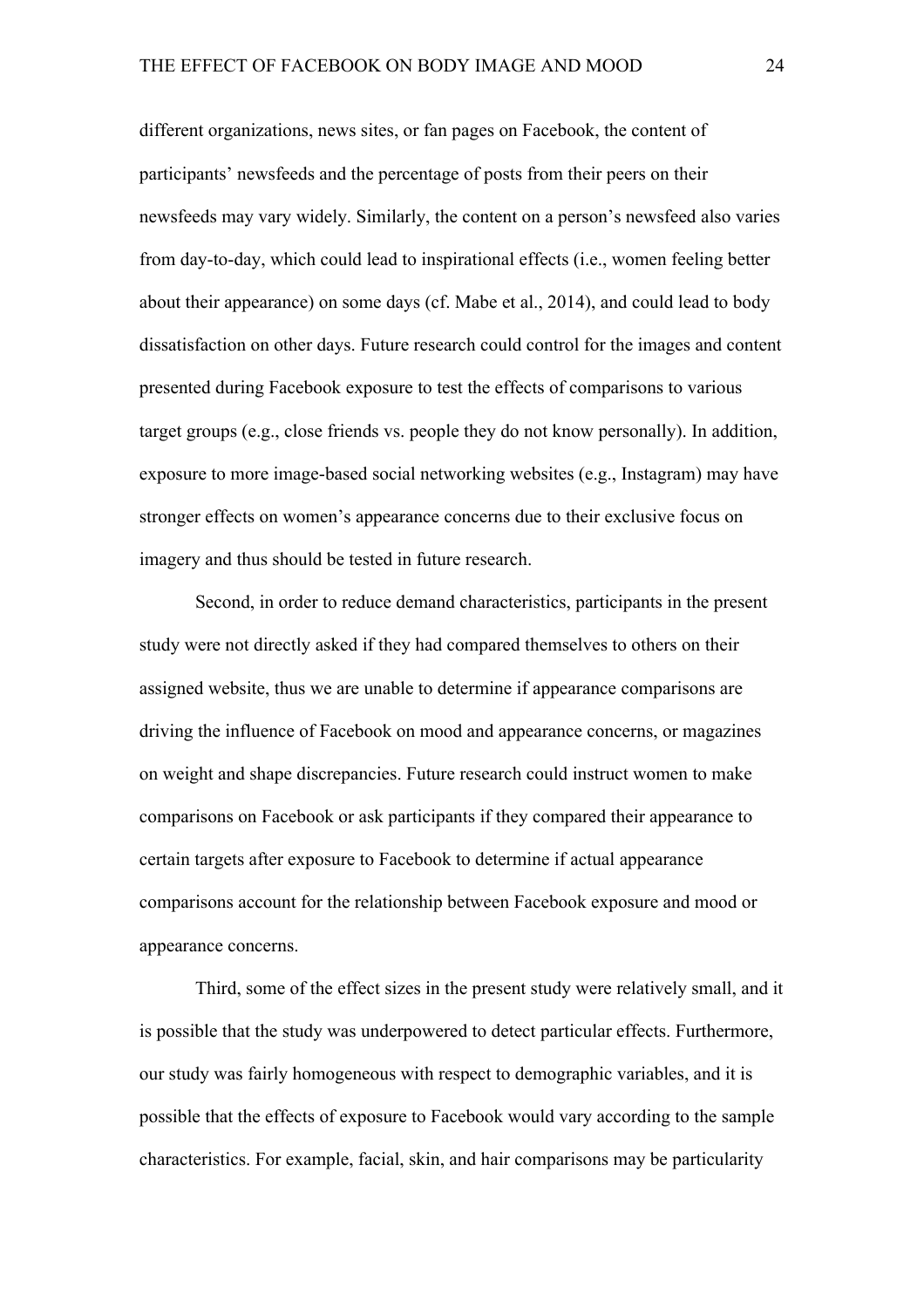different organizations, news sites, or fan pages on Facebook, the content of participants' newsfeeds and the percentage of posts from their peers on their newsfeeds may vary widely. Similarly, the content on a person's newsfeed also varies from day-to-day, which could lead to inspirational effects (i.e., women feeling better about their appearance) on some days (cf. Mabe et al., 2014), and could lead to body dissatisfaction on other days. Future research could control for the images and content presented during Facebook exposure to test the effects of comparisons to various target groups (e.g., close friends vs. people they do not know personally). In addition, exposure to more image-based social networking websites (e.g., Instagram) may have stronger effects on women's appearance concerns due to their exclusive focus on imagery and thus should be tested in future research.

Second, in order to reduce demand characteristics, participants in the present study were not directly asked if they had compared themselves to others on their assigned website, thus we are unable to determine if appearance comparisons are driving the influence of Facebook on mood and appearance concerns, or magazines on weight and shape discrepancies. Future research could instruct women to make comparisons on Facebook or ask participants if they compared their appearance to certain targets after exposure to Facebook to determine if actual appearance comparisons account for the relationship between Facebook exposure and mood or appearance concerns.

Third, some of the effect sizes in the present study were relatively small, and it is possible that the study was underpowered to detect particular effects. Furthermore, our study was fairly homogeneous with respect to demographic variables, and it is possible that the effects of exposure to Facebook would vary according to the sample characteristics. For example, facial, skin, and hair comparisons may be particularity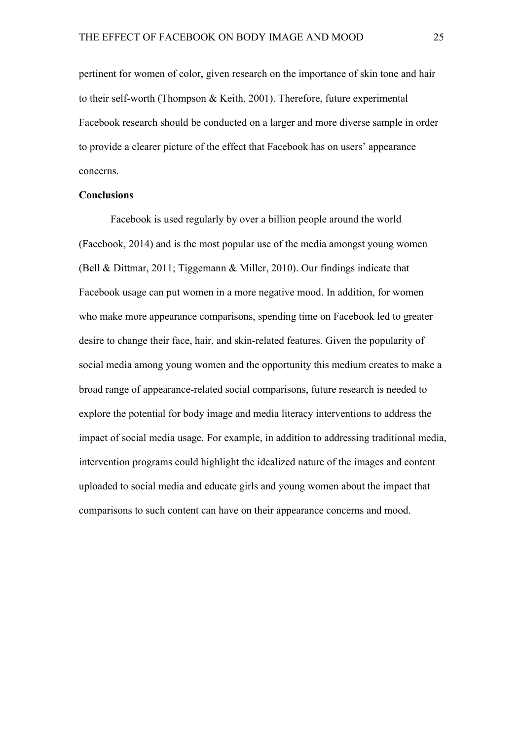pertinent for women of color, given research on the importance of skin tone and hair to their self-worth (Thompson & Keith, 2001). Therefore, future experimental Facebook research should be conducted on a larger and more diverse sample in order to provide a clearer picture of the effect that Facebook has on users' appearance concerns.

**Conclusions**

Facebook is used regularly by over a billion people around the world (Facebook, 2014) and is the most popular use of the media amongst young women (Bell & Dittmar, 2011; Tiggemann & Miller, 2010). Our findings indicate that Facebook usage can put women in a more negative mood. In addition, for women who make more appearance comparisons, spending time on Facebook led to greater desire to change their face, hair, and skin-related features. Given the popularity of social media among young women and the opportunity this medium creates to make a broad range of appearance-related social comparisons, future research is needed to explore the potential for body image and media literacy interventions to address the impact of social media usage. For example, in addition to addressing traditional media, intervention programs could highlight the idealized nature of the images and content uploaded to social media and educate girls and young women about the impact that comparisons to such content can have on their appearance concerns and mood.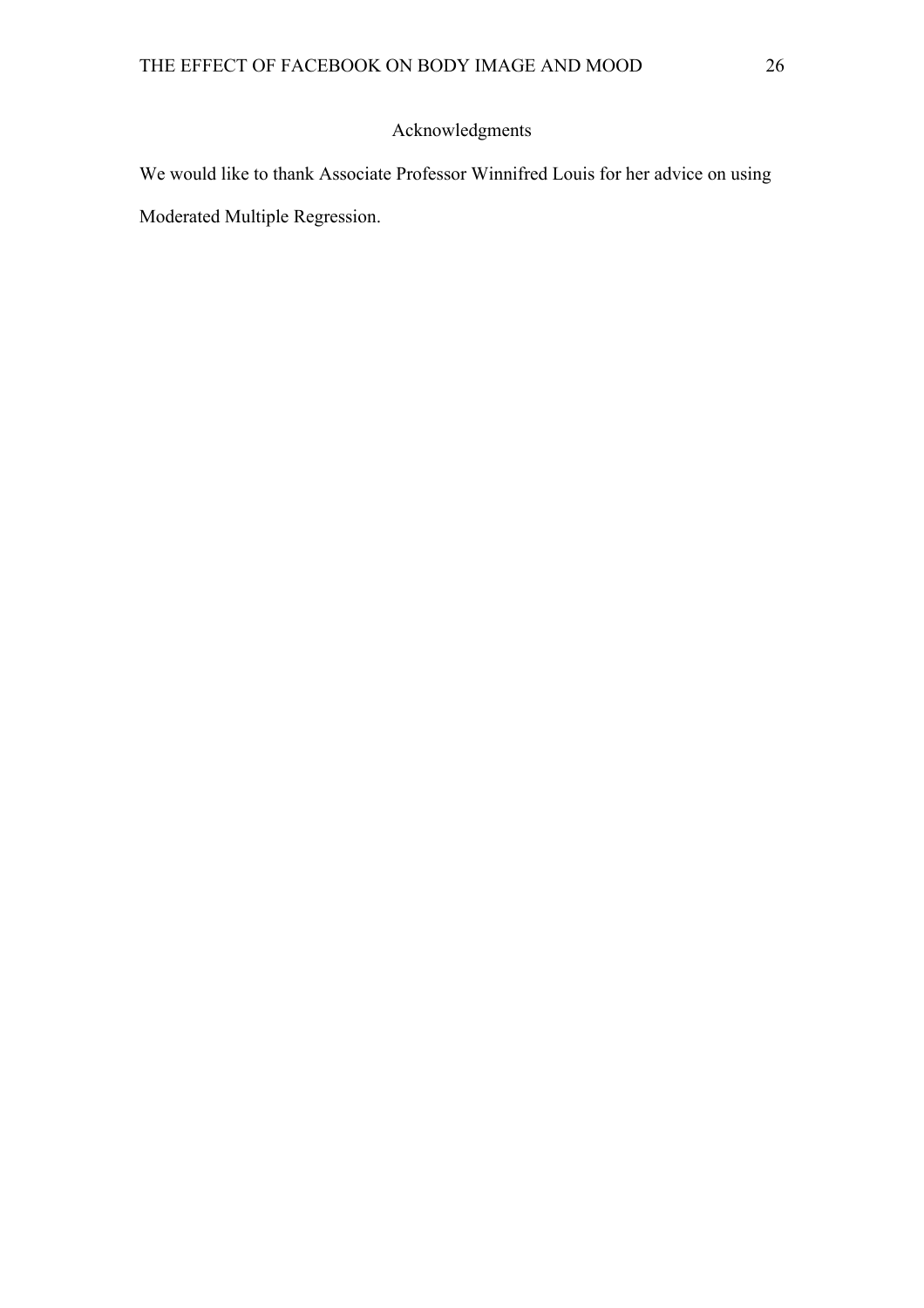## Acknowledgments

We would like to thank Associate Professor Winnifred Louis for her advice on using Moderated Multiple Regression.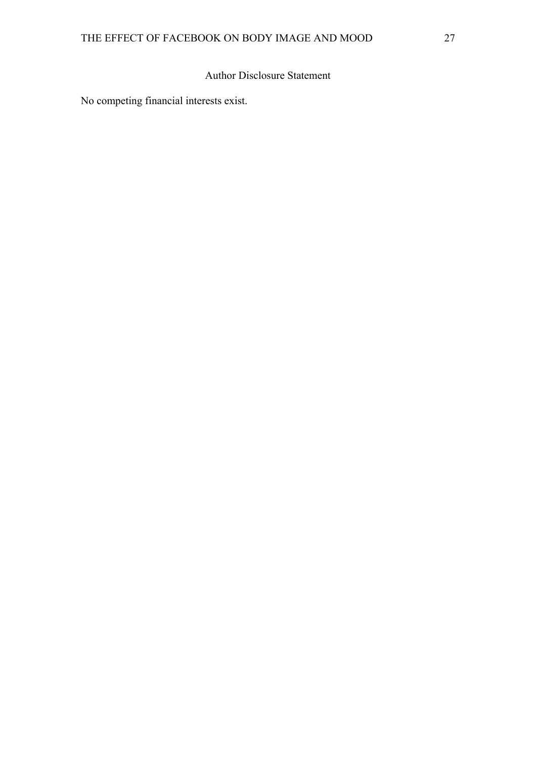## Author Disclosure Statement

No competing financial interests exist.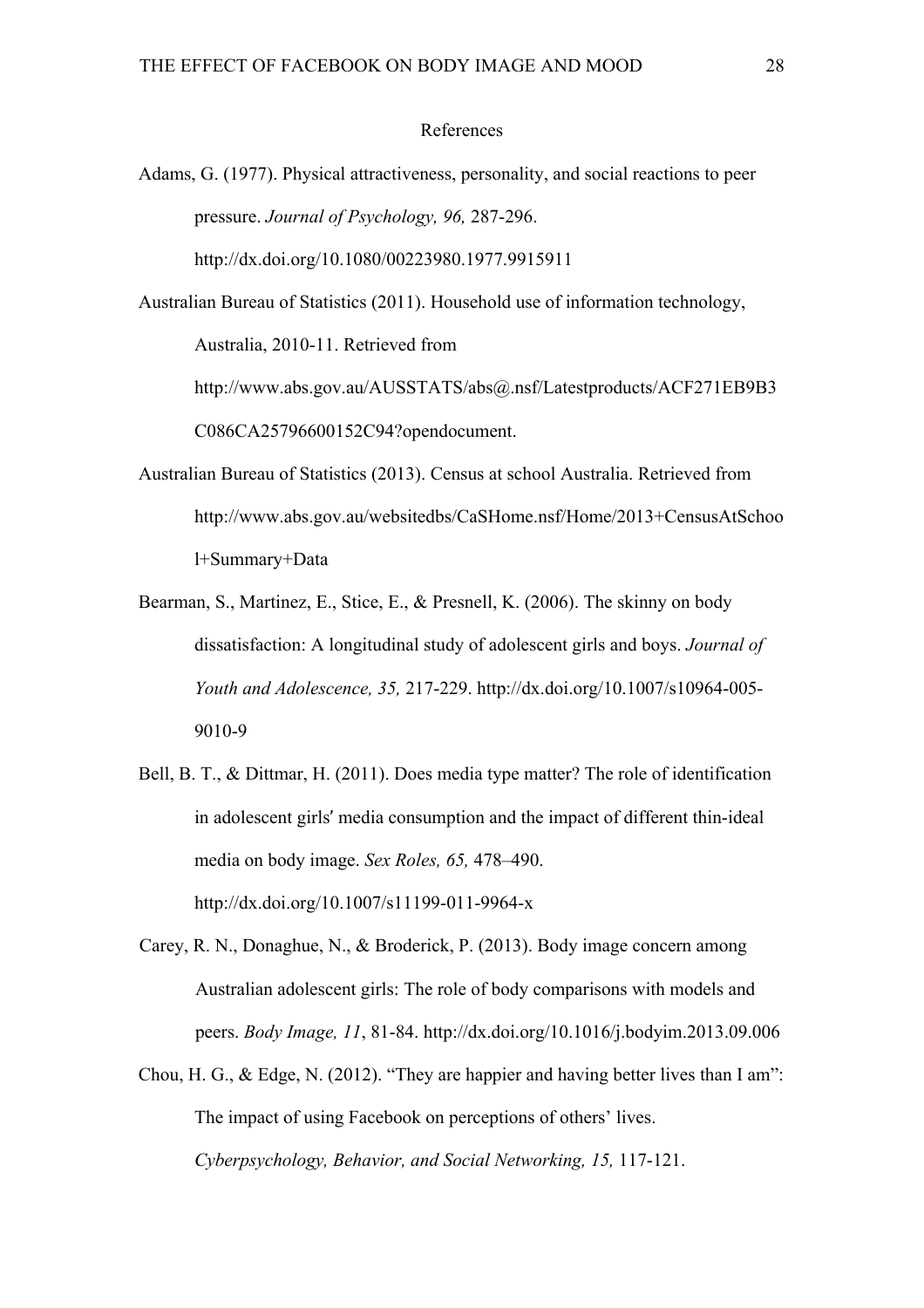# References

Adams, G. (1977). Physical attractiveness, personality, and social reactions to peer pressure. *Journal of Psychology, 96,* 287-296. http://dx.doi.org/10.1080/00223980.1977.9915911

Australian Bureau of Statistics (2011). Household use of information technology, Australia, 2010-11. Retrieved from http://www.abs.gov.au/AUSSTATS/abs@.nsf/Latestproducts/ACF271EB9B3C086CA25796600152C94?opendocument.

Australian Bureau of Statistics (2013). Census at school Australia. Retrieved from http://www.abs.gov.au/websitedbs/CaSHome.nsf/Home/2013+CensusAtSchool+Summary+Data

Bearman, S., Martinez, E., Stice, E., & Presnell, K. (2006). The skinny on body dissatisfaction: A longitudinal study of adolescent girls and boys. *Journal of Youth and Adolescence, 35,* 217-229. http://dx.doi.org/10.1007/s10964-005-9010-9

Bell, B. T., & Dittmar, H. (2011). Does media type matter? The role of identification in adolescent girls′ media consumption and the impact of different thin-ideal media on body image. *Sex Roles, 65,* 478–490. http://dx.doi.org/10.1007/s11199-011-9964-x

Carey, R. N., Donaghue, N., & Broderick, P. (2013). Body image concern among Australian adolescent girls: The role of body comparisons with models and peers. *Body Image, 11*, 81-84. http://dx.doi.org/10.1016/j.bodyim.2013.09.006

Chou, H. G., & Edge, N. (2012). "They are happier and having better lives than I am": The impact of using Facebook on perceptions of others' lives. *Cyberpsychology, Behavior, and Social Networking, 15,* 117-121.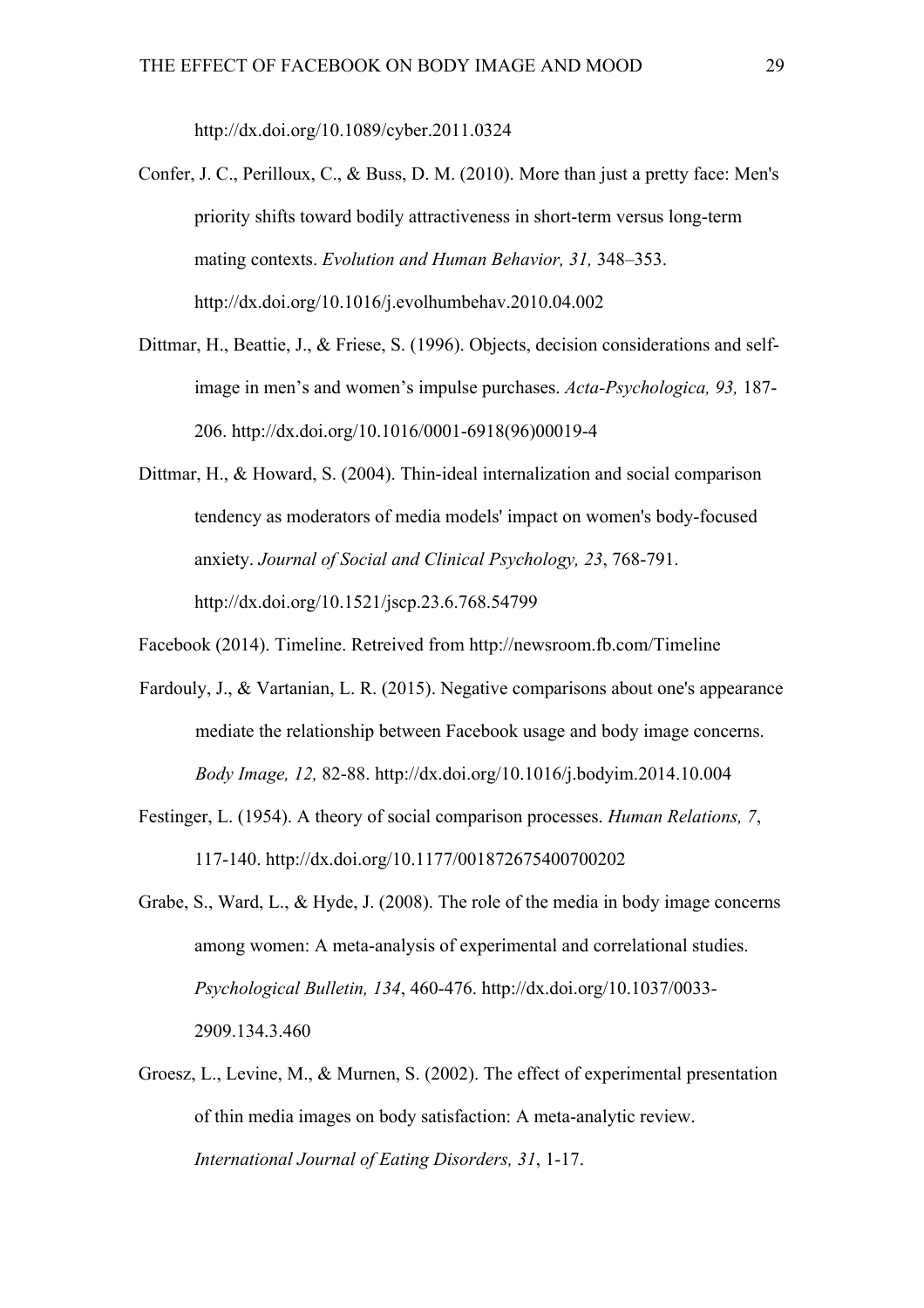http://dx.doi.org/10.1089/cyber.2011.0324

Confer, J. C., Perilloux, C., & Buss, D. M. (2010). More than just a pretty face: Men's priority shifts toward bodily attractiveness in short-term versus long-term mating contexts. *Evolution and Human Behavior, 31,* 348–353. http://dx.doi.org/10.1016/j.evolhumbehav.2010.04.002

Dittmar, H., Beattie, J., & Friese, S. (1996). Objects, decision considerations and self-image in men's and women's impulse purchases. *Acta-Psychologica, 93,* 187-206. http://dx.doi.org/10.1016/0001-6918(96)00019-4

Dittmar, H., & Howard, S. (2004). Thin-ideal internalization and social comparison tendency as moderators of media models' impact on women's body-focused anxiety. *Journal of Social and Clinical Psychology, 23*, 768-791. http://dx.doi.org/10.1521/jscp.23.6.768.54799

Facebook (2014). Timeline. Retreived from http://newsroom.fb.com/Timeline

Fardouly, J., & Vartanian, L. R. (2015). Negative comparisons about one's appearance mediate the relationship between Facebook usage and body image concerns. *Body Image, 12,* 82-88. http://dx.doi.org/10.1016/j.bodyim.2014.10.004

Festinger, L. (1954). A theory of social comparison processes. *Human Relations, 7*, 117-140. http://dx.doi.org/10.1177/001872675400700202

Grabe, S., Ward, L., & Hyde, J. (2008). The role of the media in body image concerns among women: A meta-analysis of experimental and correlational studies. *Psychological Bulletin, 134*, 460-476. http://dx.doi.org/10.1037/0033-2909.134.3.460

Groesz, L., Levine, M., & Murnen, S. (2002). The effect of experimental presentation of thin media images on body satisfaction: A meta-analytic review. *International Journal of Eating Disorders, 31*, 1-17.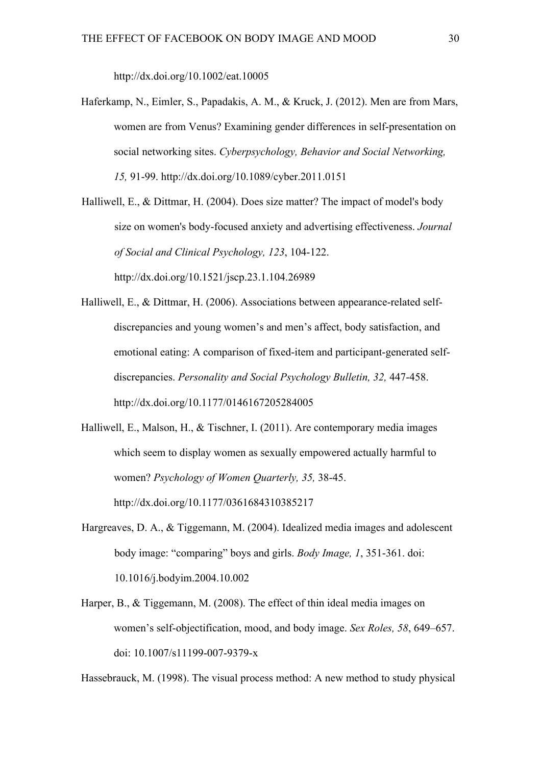http://dx.doi.org/10.1002/eat.10005

Haferkamp, N., Eimler, S., Papadakis, A. M., & Kruck, J. (2012). Men are from Mars, women are from Venus? Examining gender differences in self-presentation on social networking sites. *Cyberpsychology, Behavior and Social Networking, 15,* 91-99. http://dx.doi.org/10.1089/cyber.2011.0151

Halliwell, E., & Dittmar, H. (2004). Does size matter? The impact of model's body size on women's body-focused anxiety and advertising effectiveness. *Journal of Social and Clinical Psychology, 123*, 104-122. http://dx.doi.org/10.1521/jscp.23.1.104.26989

Halliwell, E., & Dittmar, H. (2006). Associations between appearance-related self-discrepancies and young women's and men's affect, body satisfaction, and emotional eating: A comparison of fixed-item and participant-generated self-discrepancies. *Personality and Social Psychology Bulletin, 32,* 447-458. http://dx.doi.org/10.1177/0146167205284005

Halliwell, E., Malson, H., & Tischner, I. (2011). Are contemporary media images which seem to display women as sexually empowered actually harmful to women? *Psychology of Women Quarterly, 35,* 38-45. http://dx.doi.org/10.1177/0361684310385217

Hargreaves, D. A., & Tiggemann, M. (2004). Idealized media images and adolescent body image: "comparing" boys and girls. *Body Image, 1*, 351-361. doi: 10.1016/j.bodyim.2004.10.002

Harper, B., & Tiggemann, M. (2008). The effect of thin ideal media images on women's self-objectification, mood, and body image. *Sex Roles, 58*, 649–657. doi: 10.1007/s11199-007-9379-x

Hassebrauck, M. (1998). The visual process method: A new method to study physical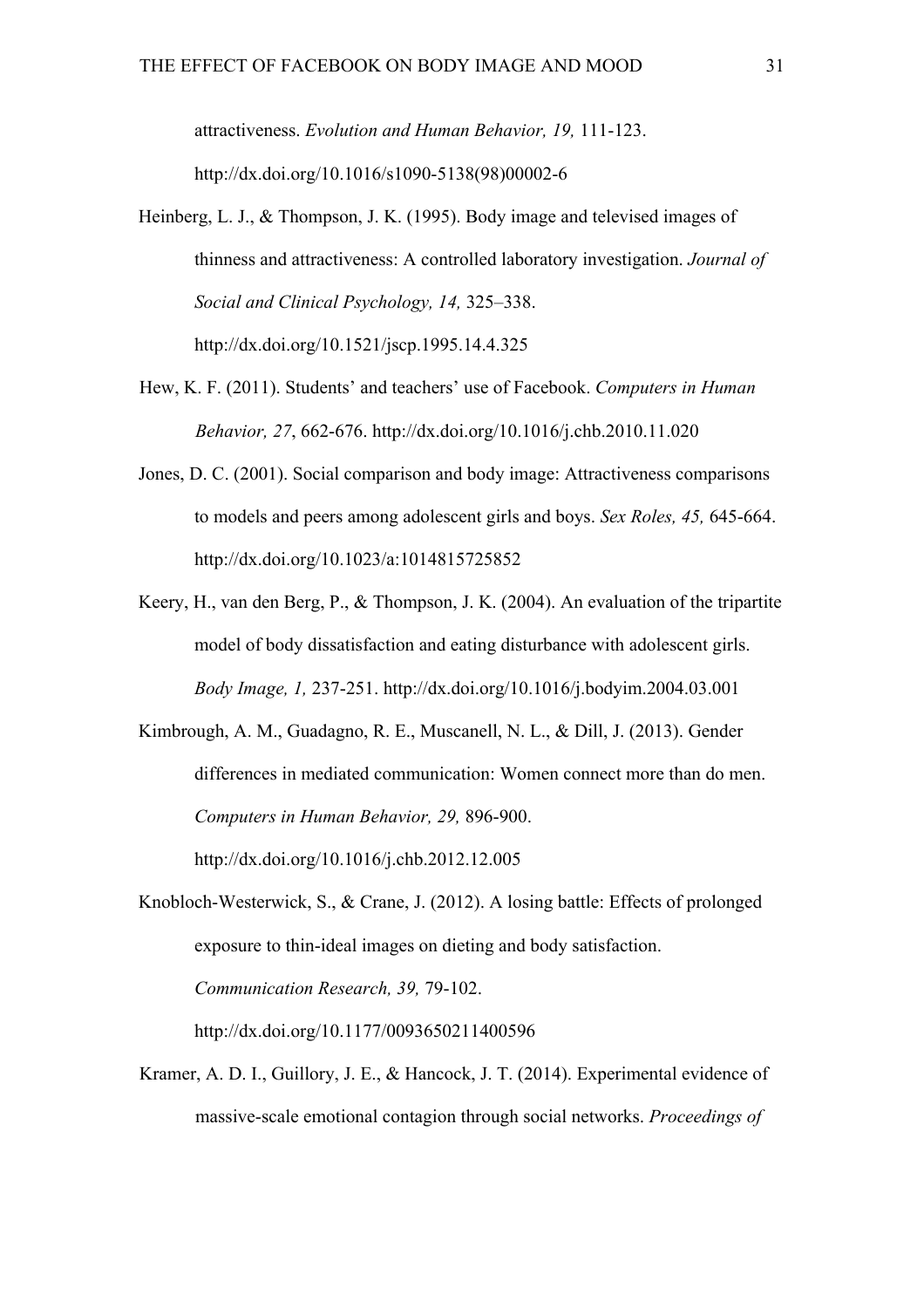attractiveness. *Evolution and Human Behavior, 19,* 111-123. http://dx.doi.org/10.1016/s1090-5138(98)00002-6

Heinberg, L. J., & Thompson, J. K. (1995). Body image and televised images of thinness and attractiveness: A controlled laboratory investigation. *Journal of Social and Clinical Psychology, 14,* 325–338. http://dx.doi.org/10.1521/jscp.1995.14.4.325

Hew, K. F. (2011). Students' and teachers' use of Facebook. *Computers in Human Behavior, 27*, 662-676. http://dx.doi.org/10.1016/j.chb.2010.11.020

Jones, D. C. (2001). Social comparison and body image: Attractiveness comparisons to models and peers among adolescent girls and boys. *Sex Roles, 45,* 645-664. http://dx.doi.org/10.1023/a:1014815725852

Keery, H., van den Berg, P., & Thompson, J. K. (2004). An evaluation of the tripartite model of body dissatisfaction and eating disturbance with adolescent girls. *Body Image, 1,* 237-251. http://dx.doi.org/10.1016/j.bodyim.2004.03.001

Kimbrough, A. M., Guadagno, R. E., Muscanell, N. L., & Dill, J. (2013). Gender differences in mediated communication: Women connect more than do men. *Computers in Human Behavior, 29,* 896-900. http://dx.doi.org/10.1016/j.chb.2012.12.005

Knobloch-Westerwick, S., & Crane, J. (2012). A losing battle: Effects of prolonged exposure to thin-ideal images on dieting and body satisfaction. *Communication Research, 39,* 79-102. http://dx.doi.org/10.1177/0093650211400596

Kramer, A. D. I., Guillory, J. E., & Hancock, J. T. (2014). Experimental evidence of massive-scale emotional contagion through social networks. *Proceedings of*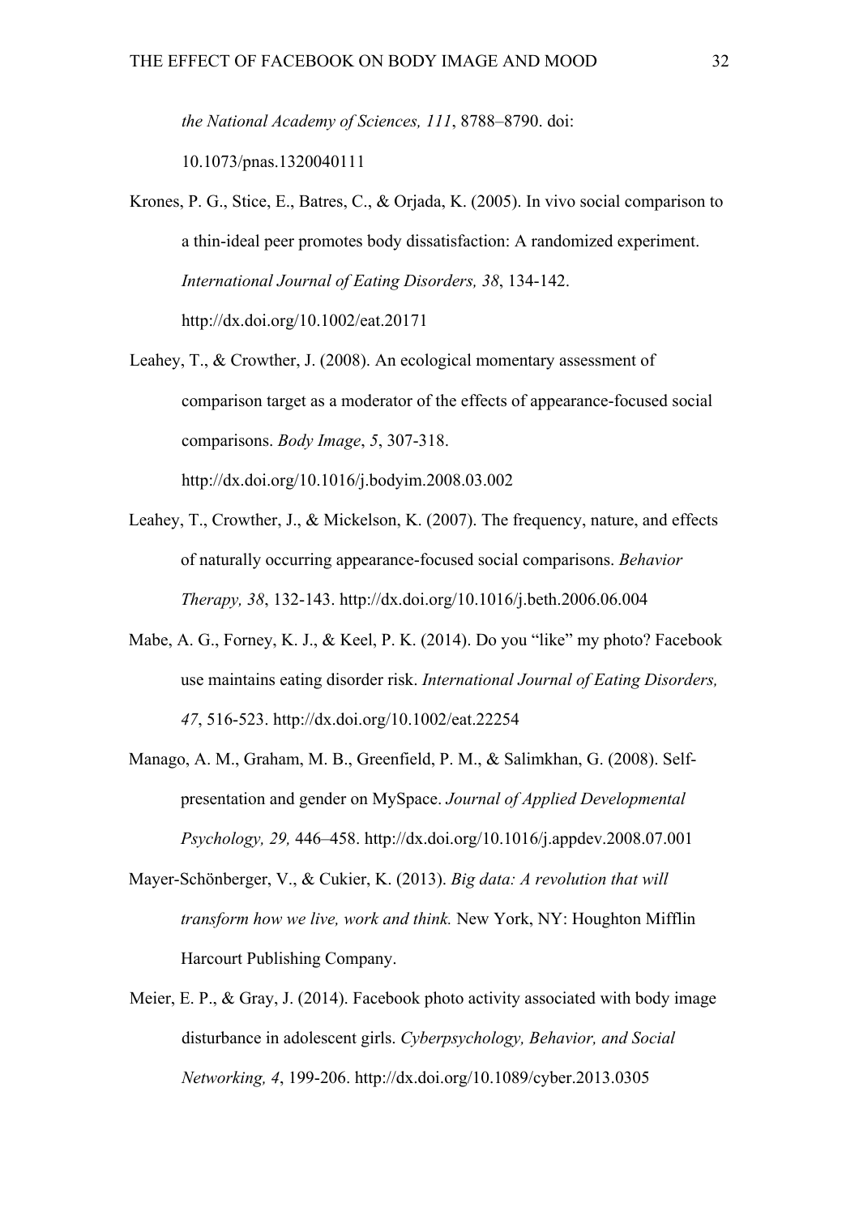*the National Academy of Sciences, 111*, 8788–8790. doi: 10.1073/pnas.1320040111

Krones, P. G., Stice, E., Batres, C., & Orjada, K. (2005). In vivo social comparison to a thin-ideal peer promotes body dissatisfaction: A randomized experiment. *International Journal of Eating Disorders, 38*, 134-142. http://dx.doi.org/10.1002/eat.20171

Leahey, T., & Crowther, J. (2008). An ecological momentary assessment of comparison target as a moderator of the effects of appearance-focused social comparisons. *Body Image*, *5*, 307-318. http://dx.doi.org/10.1016/j.bodyim.2008.03.002

Leahey, T., Crowther, J., & Mickelson, K. (2007). The frequency, nature, and effects of naturally occurring appearance-focused social comparisons. *Behavior Therapy, 38*, 132-143. http://dx.doi.org/10.1016/j.beth.2006.06.004

Mabe, A. G., Forney, K. J., & Keel, P. K. (2014). Do you "like" my photo? Facebook use maintains eating disorder risk. *International Journal of Eating Disorders, 47*, 516-523. http://dx.doi.org/10.1002/eat.22254

Manago, A. M., Graham, M. B., Greenfield, P. M., & Salimkhan, G. (2008). Self-presentation and gender on MySpace. *Journal of Applied Developmental Psychology, 29,* 446–458. http://dx.doi.org/10.1016/j.appdev.2008.07.001

Mayer-Schönberger, V., & Cukier, K. (2013). *Big data: A revolution that will transform how we live, work and think.* New York, NY: Houghton Mifflin Harcourt Publishing Company.

Meier, E. P., & Gray, J. (2014). Facebook photo activity associated with body image disturbance in adolescent girls. *Cyberpsychology, Behavior, and Social Networking, 4*, 199-206. http://dx.doi.org/10.1089/cyber.2013.0305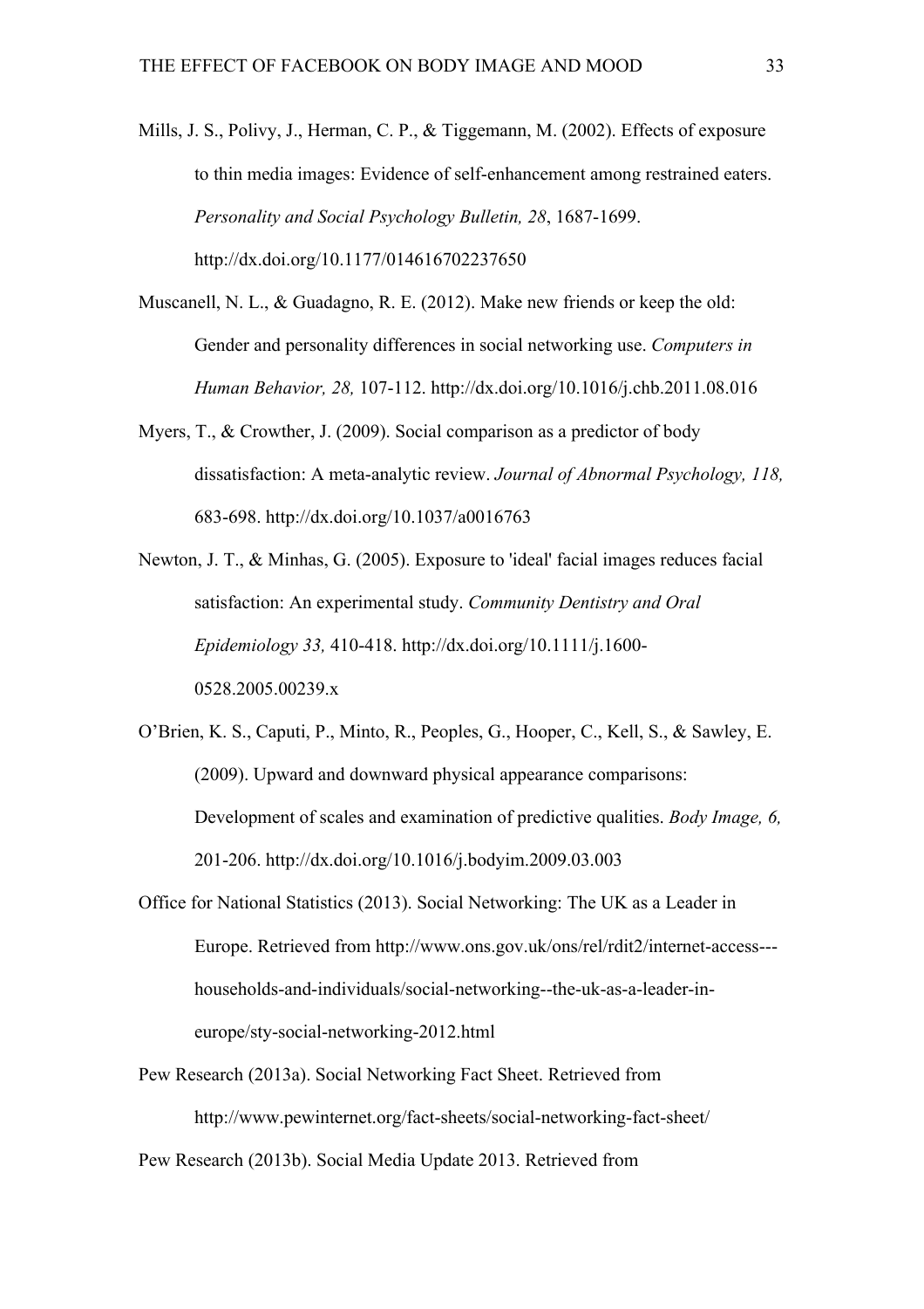Mills, J. S., Polivy, J., Herman, C. P., & Tiggemann, M. (2002). Effects of exposure to thin media images: Evidence of self-enhancement among restrained eaters. *Personality and Social Psychology Bulletin, 28*, 1687-1699. http://dx.doi.org/10.1177/014616702237650

Muscanell, N. L., & Guadagno, R. E. (2012). Make new friends or keep the old: Gender and personality differences in social networking use. *Computers in Human Behavior, 28,* 107-112. http://dx.doi.org/10.1016/j.chb.2011.08.016

Myers, T., & Crowther, J. (2009). Social comparison as a predictor of body dissatisfaction: A meta-analytic review. *Journal of Abnormal Psychology, 118,* 683-698. http://dx.doi.org/10.1037/a0016763

Newton, J. T., & Minhas, G. (2005). Exposure to 'ideal' facial images reduces facial satisfaction: An experimental study. *Community Dentistry and Oral Epidemiology 33,* 410-418. http://dx.doi.org/10.1111/j.1600-0528.2005.00239.x

O'Brien, K. S., Caputi, P., Minto, R., Peoples, G., Hooper, C., Kell, S., & Sawley, E. (2009). Upward and downward physical appearance comparisons: Development of scales and examination of predictive qualities. *Body Image, 6,* 201-206. http://dx.doi.org/10.1016/j.bodyim.2009.03.003

Office for National Statistics (2013). Social Networking: The UK as a Leader in Europe. Retrieved from http://www.ons.gov.uk/ons/rel/rdit2/internet-access---households-and-individuals/social-networking--the-uk-as-a-leader-in-europe/sty-social-networking-2012.html

Pew Research (2013a). Social Networking Fact Sheet. Retrieved from http://www.pewinternet.org/fact-sheets/social-networking-fact-sheet/

Pew Research (2013b). Social Media Update 2013. Retrieved from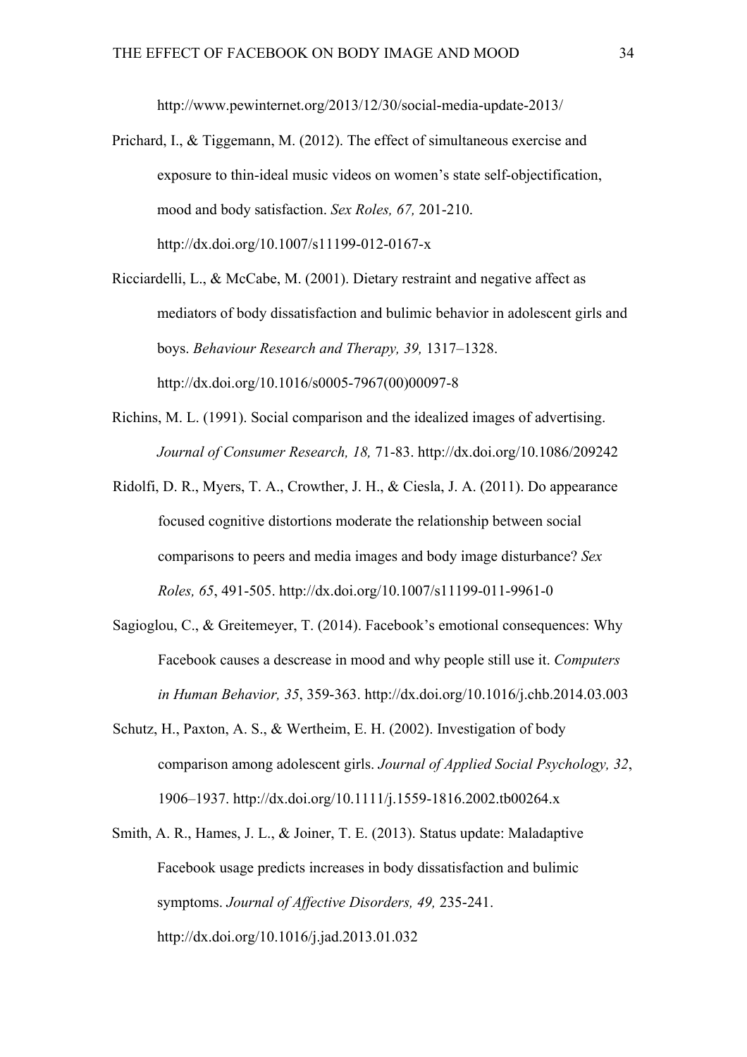http://www.pewinternet.org/2013/12/30/social-media-update-2013/

Prichard, I., & Tiggemann, M. (2012). The effect of simultaneous exercise and exposure to thin-ideal music videos on women's state self-objectification, mood and body satisfaction. *Sex Roles, 67,* 201-210. http://dx.doi.org/10.1007/s11199-012-0167-x

Ricciardelli, L., & McCabe, M. (2001). Dietary restraint and negative affect as mediators of body dissatisfaction and bulimic behavior in adolescent girls and boys. *Behaviour Research and Therapy, 39,* 1317–1328. http://dx.doi.org/10.1016/s0005-7967(00)00097-8

Richins, M. L. (1991). Social comparison and the idealized images of advertising. *Journal of Consumer Research, 18,* 71-83. http://dx.doi.org/10.1086/209242

Ridolfi, D. R., Myers, T. A., Crowther, J. H., & Ciesla, J. A. (2011). Do appearance focused cognitive distortions moderate the relationship between social comparisons to peers and media images and body image disturbance? *Sex Roles, 65*, 491-505. http://dx.doi.org/10.1007/s11199-011-9961-0

Sagioglou, C., & Greitemeyer, T. (2014). Facebook's emotional consequences: Why Facebook causes a descrease in mood and why people still use it. *Computers in Human Behavior, 35*, 359-363. http://dx.doi.org/10.1016/j.chb.2014.03.003

Schutz, H., Paxton, A. S., & Wertheim, E. H. (2002). Investigation of body comparison among adolescent girls. *Journal of Applied Social Psychology, 32*, 1906–1937. http://dx.doi.org/10.1111/j.1559-1816.2002.tb00264.x

Smith, A. R., Hames, J. L., & Joiner, T. E. (2013). Status update: Maladaptive Facebook usage predicts increases in body dissatisfaction and bulimic symptoms. *Journal of Affective Disorders, 49,* 235-241. http://dx.doi.org/10.1016/j.jad.2013.01.032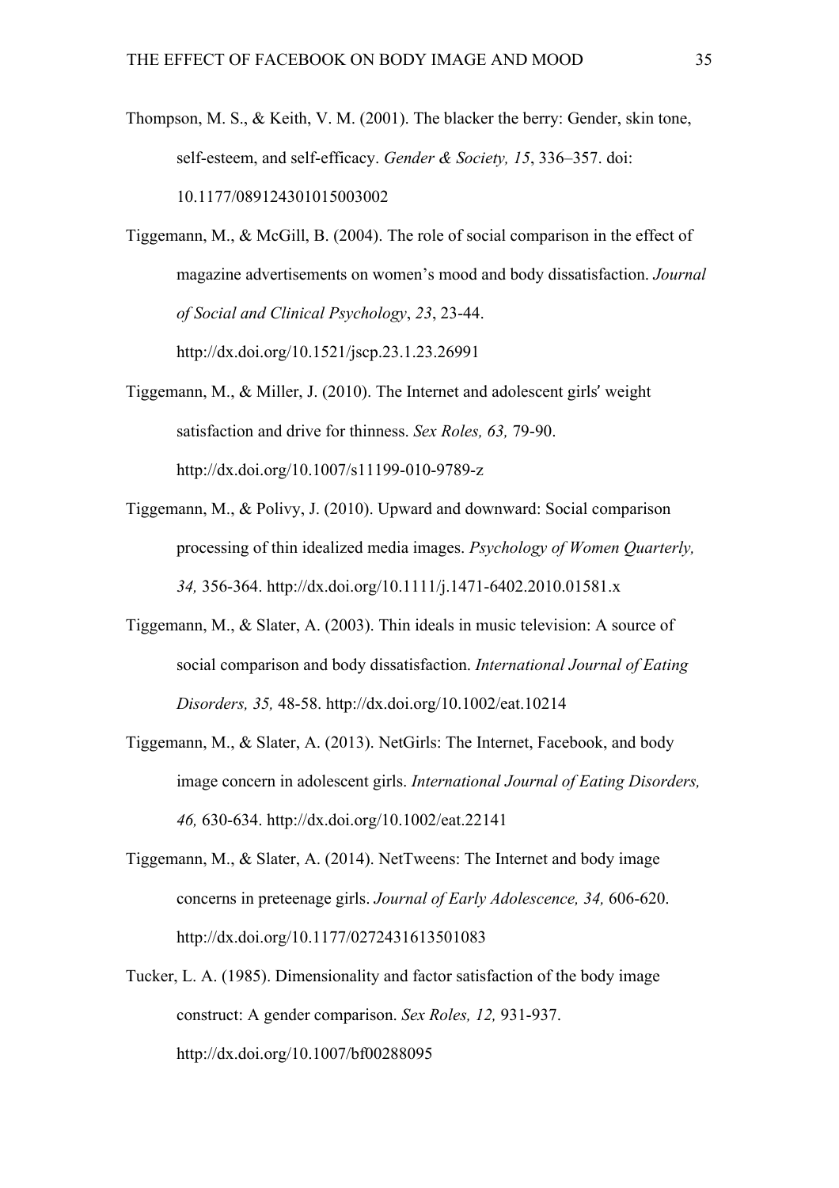Thompson, M. S., & Keith, V. M. (2001). The blacker the berry: Gender, skin tone, self-esteem, and self-efficacy. *Gender & Society, 15*, 336–357. doi: 10.1177/089124301015003002

Tiggemann, M., & McGill, B. (2004). The role of social comparison in the effect of magazine advertisements on women's mood and body dissatisfaction. *Journal of Social and Clinical Psychology*, *23*, 23-44. http://dx.doi.org/10.1521/jscp.23.1.23.26991

Tiggemann, M., & Miller, J. (2010). The Internet and adolescent girls' weight satisfaction and drive for thinness. *Sex Roles, 63,* 79-90. http://dx.doi.org/10.1007/s11199-010-9789-z

Tiggemann, M., & Polivy, J. (2010). Upward and downward: Social comparison processing of thin idealized media images. *Psychology of Women Quarterly, 34,* 356-364. http://dx.doi.org/10.1111/j.1471-6402.2010.01581.x

Tiggemann, M., & Slater, A. (2003). Thin ideals in music television: A source of social comparison and body dissatisfaction. *International Journal of Eating Disorders, 35,* 48-58. http://dx.doi.org/10.1002/eat.10214

Tiggemann, M., & Slater, A. (2013). NetGirls: The Internet, Facebook, and body image concern in adolescent girls. *International Journal of Eating Disorders, 46,* 630-634. http://dx.doi.org/10.1002/eat.22141

Tiggemann, M., & Slater, A. (2014). NetTweens: The Internet and body image concerns in preteenage girls. *Journal of Early Adolescence, 34,* 606-620. http://dx.doi.org/10.1177/0272431613501083

Tucker, L. A. (1985). Dimensionality and factor satisfaction of the body image construct: A gender comparison. *Sex Roles, 12,* 931-937. http://dx.doi.org/10.1007/bf00288095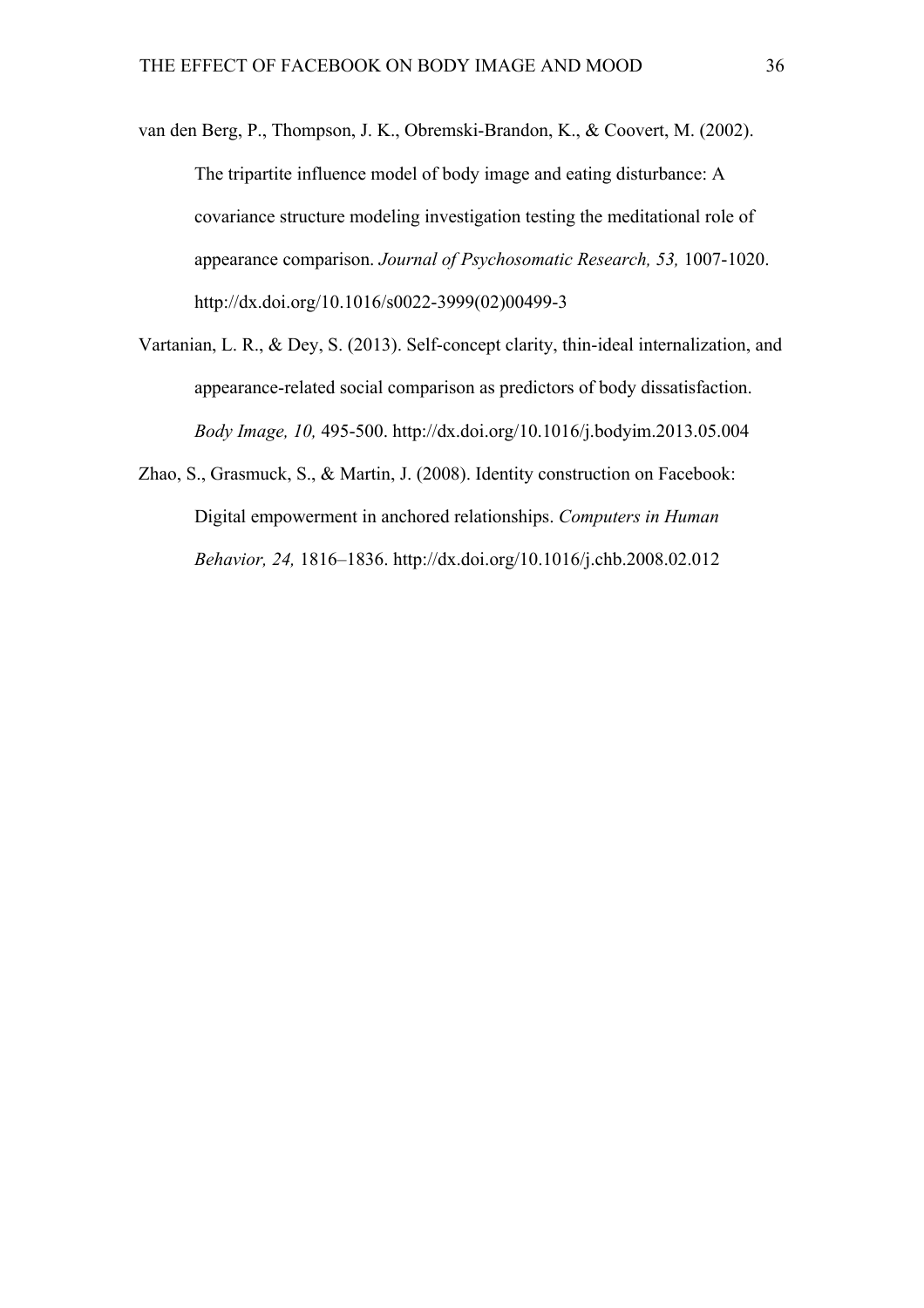van den Berg, P., Thompson, J. K., Obremski-Brandon, K., & Coovert, M. (2002). The tripartite influence model of body image and eating disturbance: A covariance structure modeling investigation testing the meditational role of appearance comparison. *Journal of Psychosomatic Research, 53,* 1007-1020. http://dx.doi.org/10.1016/s0022-3999(02)00499-3

Vartanian, L. R., & Dey, S. (2013). Self-concept clarity, thin-ideal internalization, and appearance-related social comparison as predictors of body dissatisfaction. *Body Image, 10,* 495-500. http://dx.doi.org/10.1016/j.bodyim.2013.05.004

Zhao, S., Grasmuck, S., & Martin, J. (2008). Identity construction on Facebook: Digital empowerment in anchored relationships. *Computers in Human Behavior, 24,* 1816–1836. http://dx.doi.org/10.1016/j.chb.2008.02.012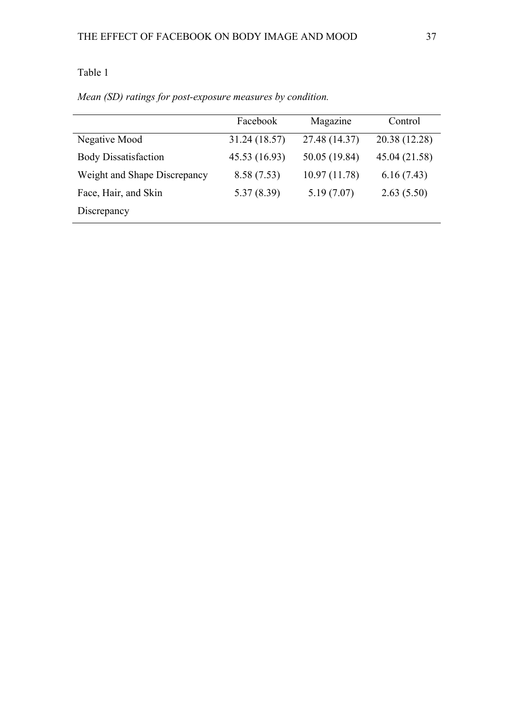Table 1

*Mean (SD) ratings for post-exposure measures by condition.*

| | Facebook | Magazine | Control |
|---|---|---|---|
| Negative Mood | 31.24 (18.57) | 27.48 (14.37) | 20.38 (12.28) |
| Body Dissatisfaction | 45.53 (16.93) | 50.05 (19.84) | 45.04 (21.58) |
| Weight and Shape Discrepancy | 8.58 (7.53) | 10.97 (11.78) | 6.16 (7.43) |
| Face, Hair, and Skin Discrepancy | 5.37 (8.39) | 5.19 (7.07) | 2.63 (5.50) |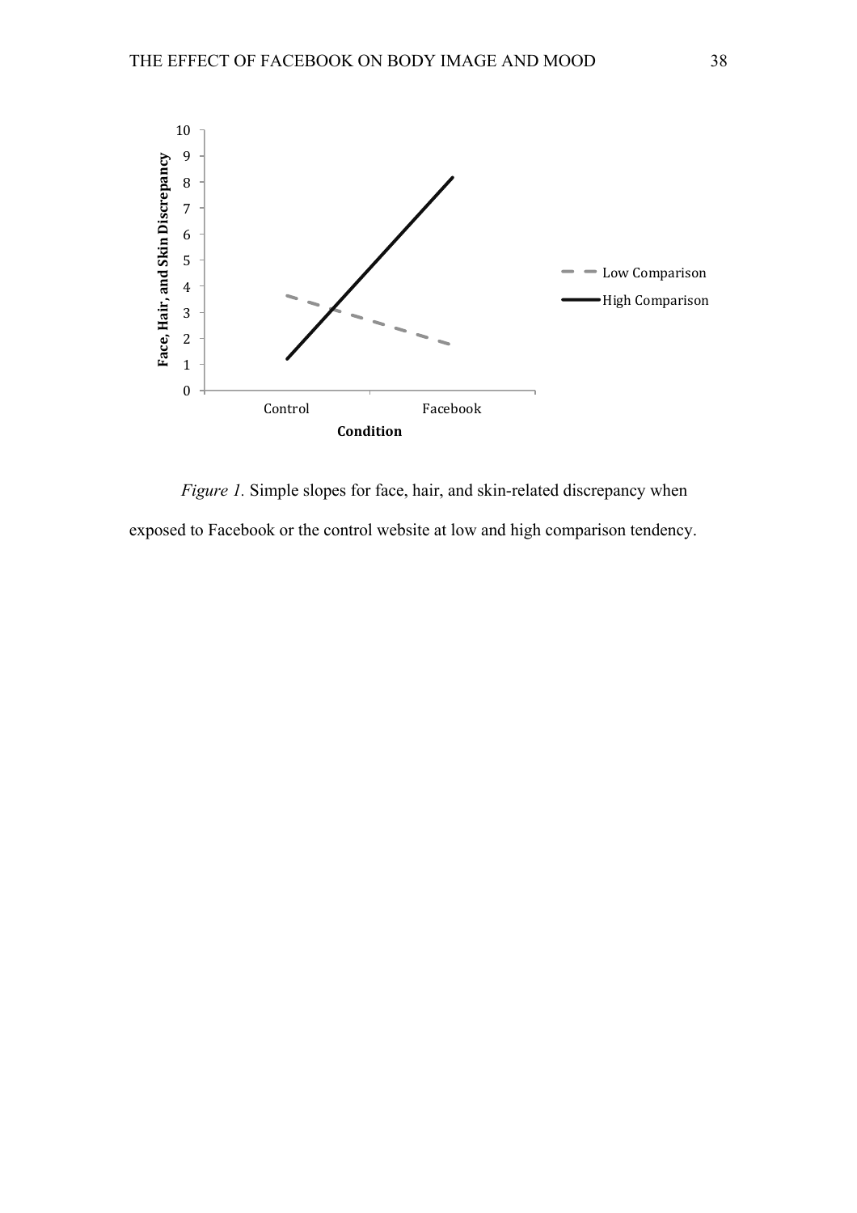Face, Hair, and Skin Discrepancy

10
9
8
7
6
5
4
3
2
1
0

Control
Facebook

Condition

Low Comparison
High Comparison

*Figure 1.* Simple slopes for face, hair, and skin-related discrepancy when exposed to Facebook or the control website at low and high comparison tendency.